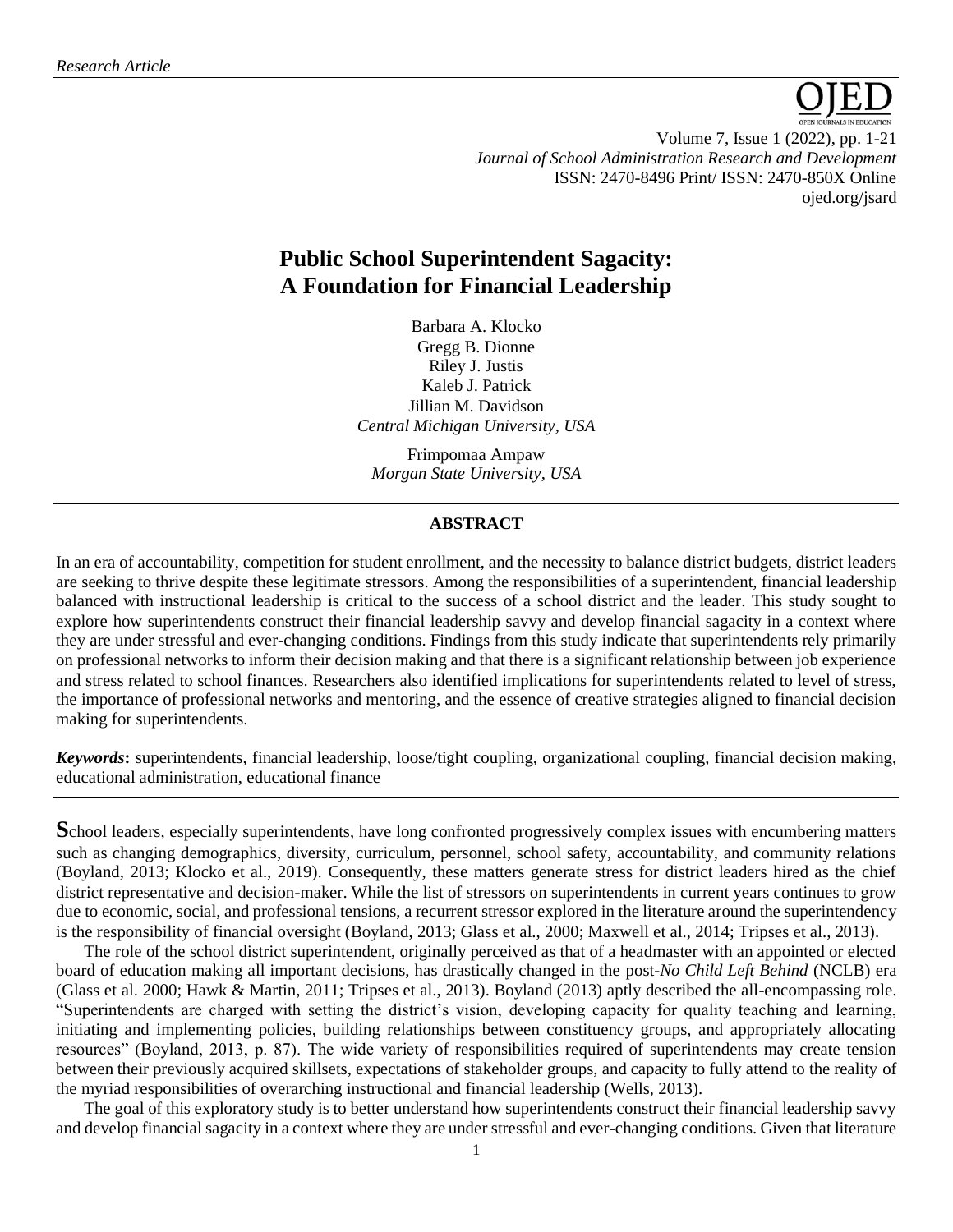*Research Article*

# Public School Superintendent Sagacity: A Foundation for Financial Leadership

Barbara A. Klocko
Gregg B. Dionne
Riley J. Justis
Kaleb J. Patrick
Jillian M. Davidson
*Central Michigan University, USA*

Frimpomaa Ampaw
*Morgan State University, USA*

## ABSTRACT

In an era of accountability, competition for student enrollment, and the necessity to balance district budgets, district leaders are seeking to thrive despite these legitimate stressors. Among the responsibilities of a superintendent, financial leadership balanced with instructional leadership is critical to the success of a school district and the leader. This study sought to explore how superintendents construct their financial leadership savvy and develop financial sagacity in a context where they are under stressful and ever-changing conditions. Findings from this study indicate that superintendents rely primarily on professional networks to inform their decision making and that there is a significant relationship between job experience and stress related to school finances. Researchers also identified implications for superintendents related to level of stress, the importance of professional networks and mentoring, and the essence of creative strategies aligned to financial decision making for superintendents.

***Keywords*:** superintendents, financial leadership, loose/tight coupling, organizational coupling, financial decision making, educational administration, educational finance

**S**chool leaders, especially superintendents, have long confronted progressively complex issues with encumbering matters such as changing demographics, diversity, curriculum, personnel, school safety, accountability, and community relations (Boyland, 2013; Klocko et al., 2019). Consequently, these matters generate stress for district leaders hired as the chief district representative and decision-maker. While the list of stressors on superintendents in current years continues to grow due to economic, social, and professional tensions, a recurrent stressor explored in the literature around the superintendency is the responsibility of financial oversight (Boyland, 2013; Glass et al., 2000; Maxwell et al., 2014; Tripses et al., 2013).

The role of the school district superintendent, originally perceived as that of a headmaster with an appointed or elected board of education making all important decisions, has drastically changed in the post-*No Child Left Behind* (NCLB) era (Glass et al. 2000; Hawk & Martin, 2011; Tripses et al., 2013). Boyland (2013) aptly described the all-encompassing role. "Superintendents are charged with setting the district's vision, developing capacity for quality teaching and learning, initiating and implementing policies, building relationships between constituency groups, and appropriately allocating resources" (Boyland, 2013, p. 87). The wide variety of responsibilities required of superintendents may create tension between their previously acquired skillsets, expectations of stakeholder groups, and capacity to fully attend to the reality of the myriad responsibilities of overarching instructional and financial leadership (Wells, 2013).

The goal of this exploratory study is to better understand how superintendents construct their financial leadership savvy and develop financial sagacity in a context where they are under stressful and ever-changing conditions. Given that literature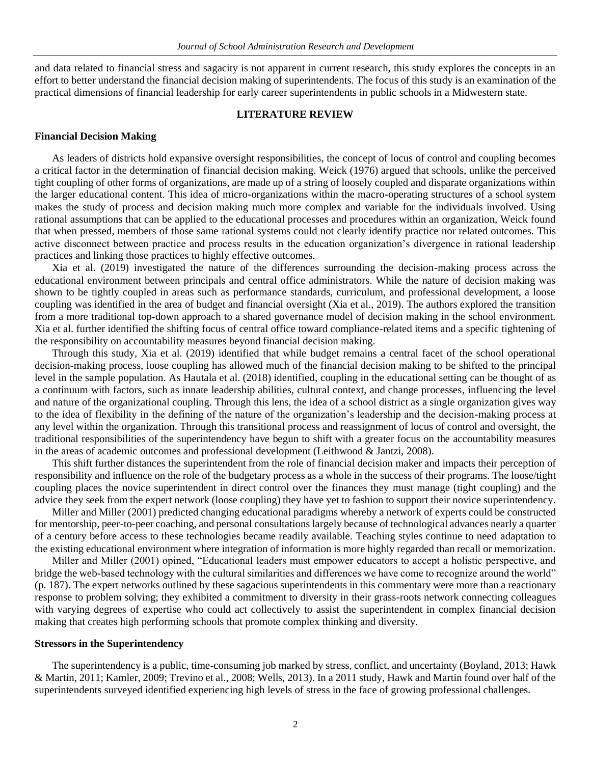and data related to financial stress and sagacity is not apparent in current research, this study explores the concepts in an effort to better understand the financial decision making of superintendents. The focus of this study is an examination of the practical dimensions of financial leadership for early career superintendents in public schools in a Midwestern state.

## LITERATURE REVIEW

### Financial Decision Making

As leaders of districts hold expansive oversight responsibilities, the concept of locus of control and coupling becomes a critical factor in the determination of financial decision making. Weick (1976) argued that schools, unlike the perceived tight coupling of other forms of organizations, are made up of a string of loosely coupled and disparate organizations within the larger educational content. This idea of micro-organizations within the macro-operating structures of a school system makes the study of process and decision making much more complex and variable for the individuals involved. Using rational assumptions that can be applied to the educational processes and procedures within an organization, Weick found that when pressed, members of those same rational systems could not clearly identify practice nor related outcomes. This active disconnect between practice and process results in the education organization's divergence in rational leadership practices and linking those practices to highly effective outcomes.

Xia et al. (2019) investigated the nature of the differences surrounding the decision-making process across the educational environment between principals and central office administrators. While the nature of decision making was shown to be tightly coupled in areas such as performance standards, curriculum, and professional development, a loose coupling was identified in the area of budget and financial oversight (Xia et al., 2019). The authors explored the transition from a more traditional top-down approach to a shared governance model of decision making in the school environment. Xia et al. further identified the shifting focus of central office toward compliance-related items and a specific tightening of the responsibility on accountability measures beyond financial decision making.

Through this study, Xia et al. (2019) identified that while budget remains a central facet of the school operational decision-making process, loose coupling has allowed much of the financial decision making to be shifted to the principal level in the sample population. As Hautala et al. (2018) identified, coupling in the educational setting can be thought of as a continuum with factors, such as innate leadership abilities, cultural context, and change processes, influencing the level and nature of the organizational coupling. Through this lens, the idea of a school district as a single organization gives way to the idea of flexibility in the defining of the nature of the organization's leadership and the decision-making process at any level within the organization. Through this transitional process and reassignment of locus of control and oversight, the traditional responsibilities of the superintendency have begun to shift with a greater focus on the accountability measures in the areas of academic outcomes and professional development (Leithwood & Jantzi, 2008).

This shift further distances the superintendent from the role of financial decision maker and impacts their perception of responsibility and influence on the role of the budgetary process as a whole in the success of their programs. The loose/tight coupling places the novice superintendent in direct control over the finances they must manage (tight coupling) and the advice they seek from the expert network (loose coupling) they have yet to fashion to support their novice superintendency.

Miller and Miller (2001) predicted changing educational paradigms whereby a network of experts could be constructed for mentorship, peer-to-peer coaching, and personal consultations largely because of technological advances nearly a quarter of a century before access to these technologies became readily available. Teaching styles continue to need adaptation to the existing educational environment where integration of information is more highly regarded than recall or memorization.

Miller and Miller (2001) opined, "Educational leaders must empower educators to accept a holistic perspective, and bridge the web-based technology with the cultural similarities and differences we have come to recognize around the world" (p. 187). The expert networks outlined by these sagacious superintendents in this commentary were more than a reactionary response to problem solving; they exhibited a commitment to diversity in their grass-roots network connecting colleagues with varying degrees of expertise who could act collectively to assist the superintendent in complex financial decision making that creates high performing schools that promote complex thinking and diversity.

### Stressors in the Superintendency

The superintendency is a public, time-consuming job marked by stress, conflict, and uncertainty (Boyland, 2013; Hawk & Martin, 2011; Kamler, 2009; Trevino et al., 2008; Wells, 2013). In a 2011 study, Hawk and Martin found over half of the superintendents surveyed identified experiencing high levels of stress in the face of growing professional challenges.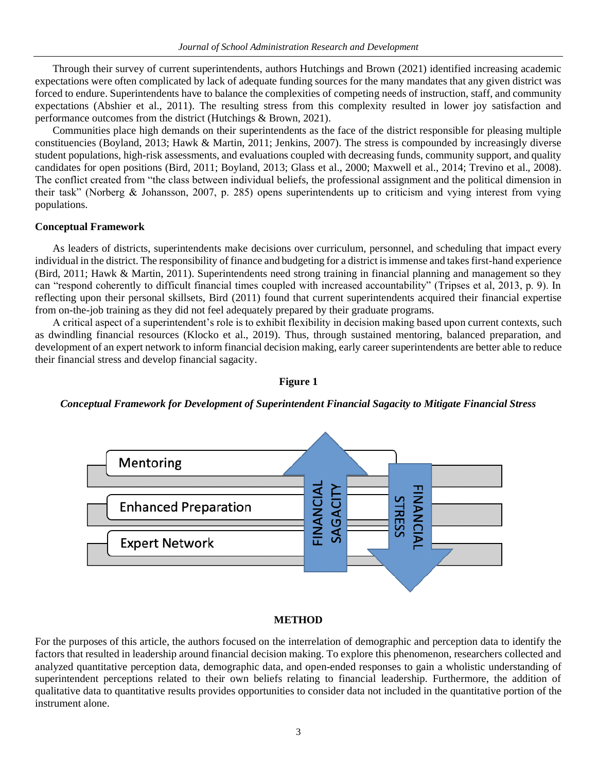Through their survey of current superintendents, authors Hutchings and Brown (2021) identified increasing academic expectations were often complicated by lack of adequate funding sources for the many mandates that any given district was forced to endure. Superintendents have to balance the complexities of competing needs of instruction, staff, and community expectations (Abshier et al., 2011). The resulting stress from this complexity resulted in lower joy satisfaction and performance outcomes from the district (Hutchings & Brown, 2021).

Communities place high demands on their superintendents as the face of the district responsible for pleasing multiple constituencies (Boyland, 2013; Hawk & Martin, 2011; Jenkins, 2007). The stress is compounded by increasingly diverse student populations, high-risk assessments, and evaluations coupled with decreasing funds, community support, and quality candidates for open positions (Bird, 2011; Boyland, 2013; Glass et al., 2000; Maxwell et al., 2014; Trevino et al., 2008). The conflict created from "the class between individual beliefs, the professional assignment and the political dimension in their task" (Norberg & Johansson, 2007, p. 285) opens superintendents up to criticism and vying interest from vying populations.

### Conceptual Framework

As leaders of districts, superintendents make decisions over curriculum, personnel, and scheduling that impact every individual in the district. The responsibility of finance and budgeting for a district is immense and takes first-hand experience (Bird, 2011; Hawk & Martin, 2011). Superintendents need strong training in financial planning and management so they can "respond coherently to difficult financial times coupled with increased accountability" (Tripses et al, 2013, p. 9). In reflecting upon their personal skillsets, Bird (2011) found that current superintendents acquired their financial expertise from on-the-job training as they did not feel adequately prepared by their graduate programs.

A critical aspect of a superintendent's role is to exhibit flexibility in decision making based upon current contexts, such as dwindling financial resources (Klocko et al., 2019). Thus, through sustained mentoring, balanced preparation, and development of an expert network to inform financial decision making, early career superintendents are better able to reduce their financial stress and develop financial sagacity.

**Figure 1**

***Conceptual Framework for Development of Superintendent Financial Sagacity to Mitigate Financial Stress***

Mentoring

Enhanced Preparation

Expert Network

FINANCIAL SAGACITY

FINANCIAL STRESS

## METHOD

For the purposes of this article, the authors focused on the interrelation of demographic and perception data to identify the factors that resulted in leadership around financial decision making. To explore this phenomenon, researchers collected and analyzed quantitative perception data, demographic data, and open-ended responses to gain a wholistic understanding of superintendent perceptions related to their own beliefs relating to financial leadership. Furthermore, the addition of qualitative data to quantitative results provides opportunities to consider data not included in the quantitative portion of the instrument alone.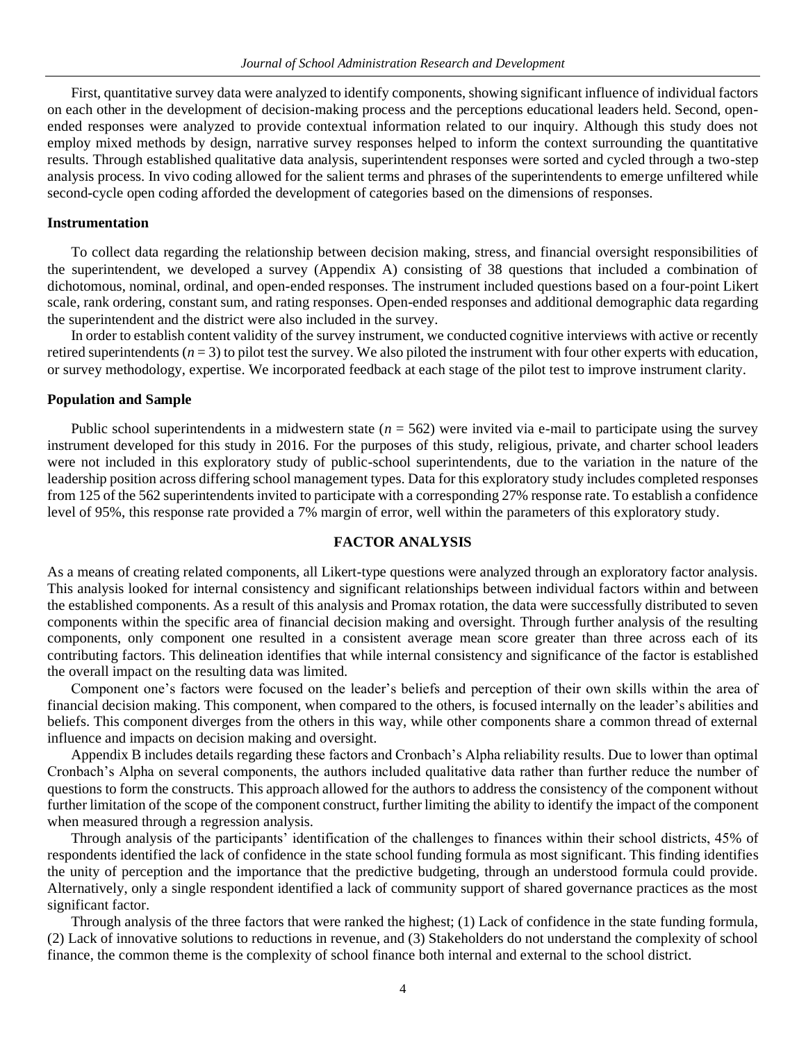First, quantitative survey data were analyzed to identify components, showing significant influence of individual factors on each other in the development of decision-making process and the perceptions educational leaders held. Second, open-ended responses were analyzed to provide contextual information related to our inquiry. Although this study does not employ mixed methods by design, narrative survey responses helped to inform the context surrounding the quantitative results. Through established qualitative data analysis, superintendent responses were sorted and cycled through a two-step analysis process. In vivo coding allowed for the salient terms and phrases of the superintendents to emerge unfiltered while second-cycle open coding afforded the development of categories based on the dimensions of responses.

### Instrumentation

To collect data regarding the relationship between decision making, stress, and financial oversight responsibilities of the superintendent, we developed a survey (Appendix A) consisting of 38 questions that included a combination of dichotomous, nominal, ordinal, and open-ended responses. The instrument included questions based on a four-point Likert scale, rank ordering, constant sum, and rating responses. Open-ended responses and additional demographic data regarding the superintendent and the district were also included in the survey.

In order to establish content validity of the survey instrument, we conducted cognitive interviews with active or recently retired superintendents ($n = 3$) to pilot test the survey. We also piloted the instrument with four other experts with education, or survey methodology, expertise. We incorporated feedback at each stage of the pilot test to improve instrument clarity.

### Population and Sample

Public school superintendents in a midwestern state ($n = 562$) were invited via e-mail to participate using the survey instrument developed for this study in 2016. For the purposes of this study, religious, private, and charter school leaders were not included in this exploratory study of public-school superintendents, due to the variation in the nature of the leadership position across differing school management types. Data for this exploratory study includes completed responses from 125 of the 562 superintendents invited to participate with a corresponding 27% response rate. To establish a confidence level of 95%, this response rate provided a 7% margin of error, well within the parameters of this exploratory study.

## FACTOR ANALYSIS

As a means of creating related components, all Likert-type questions were analyzed through an exploratory factor analysis. This analysis looked for internal consistency and significant relationships between individual factors within and between the established components. As a result of this analysis and Promax rotation, the data were successfully distributed to seven components within the specific area of financial decision making and oversight. Through further analysis of the resulting components, only component one resulted in a consistent average mean score greater than three across each of its contributing factors. This delineation identifies that while internal consistency and significance of the factor is established the overall impact on the resulting data was limited.

Component one's factors were focused on the leader's beliefs and perception of their own skills within the area of financial decision making. This component, when compared to the others, is focused internally on the leader's abilities and beliefs. This component diverges from the others in this way, while other components share a common thread of external influence and impacts on decision making and oversight.

Appendix B includes details regarding these factors and Cronbach's Alpha reliability results. Due to lower than optimal Cronbach's Alpha on several components, the authors included qualitative data rather than further reduce the number of questions to form the constructs. This approach allowed for the authors to address the consistency of the component without further limitation of the scope of the component construct, further limiting the ability to identify the impact of the component when measured through a regression analysis.

Through analysis of the participants' identification of the challenges to finances within their school districts, 45% of respondents identified the lack of confidence in the state school funding formula as most significant. This finding identifies the unity of perception and the importance that the predictive budgeting, through an understood formula could provide. Alternatively, only a single respondent identified a lack of community support of shared governance practices as the most significant factor.

Through analysis of the three factors that were ranked the highest; (1) Lack of confidence in the state funding formula, (2) Lack of innovative solutions to reductions in revenue, and (3) Stakeholders do not understand the complexity of school finance, the common theme is the complexity of school finance both internal and external to the school district.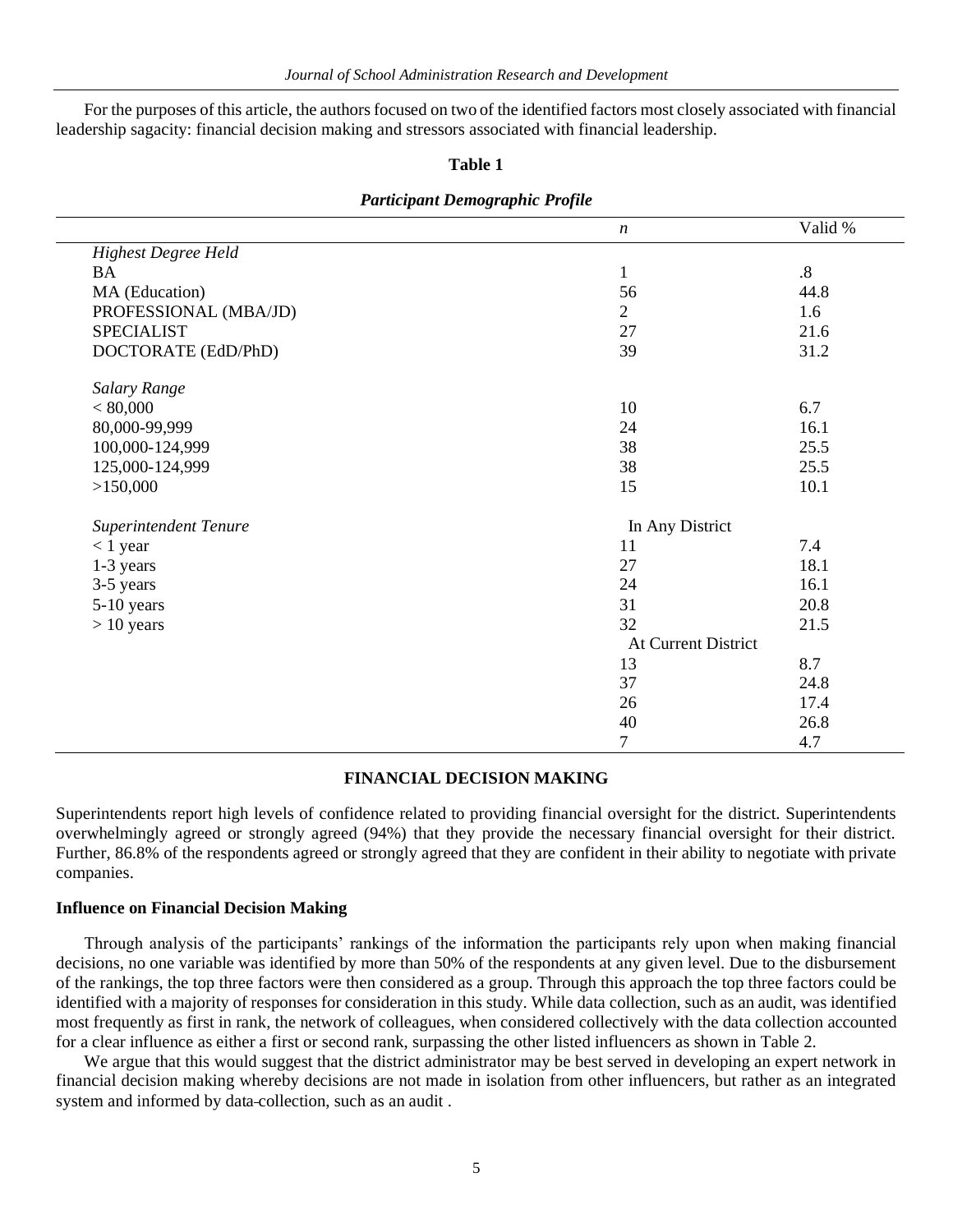For the purposes of this article, the authors focused on two of the identified factors most closely associated with financial leadership sagacity: financial decision making and stressors associated with financial leadership.

**Table 1**

***Participant Demographic Profile***

| | *n* | Valid % |
|---|---|---|
| *Highest Degree Held* | | |
| BA | 1 | .8 |
| MA (Education) | 56 | 44.8 |
| PROFESSIONAL (MBA/JD) | 2 | 1.6 |
| SPECIALIST | 27 | 21.6 |
| DOCTORATE (EdD/PhD) | 39 | 31.2 |
| | | |
| *Salary Range* | | |
| < 80,000 | 10 | 6.7 |
| 80,000-99,999 | 24 | 16.1 |
| 100,000-124,999 | 38 | 25.5 |
| 125,000-124,999 | 38 | 25.5 |
| >150,000 | 15 | 10.1 |
| | | |
| *Superintendent Tenure* | In Any District | |
| < 1 year | 11 | 7.4 |
| 1-3 years | 27 | 18.1 |
| 3-5 years | 24 | 16.1 |
| 5-10 years | 31 | 20.8 |
| > 10 years | 32 | 21.5 |
| | At Current District | |
| | 13 | 8.7 |
| | 37 | 24.8 |
| | 26 | 17.4 |
| | 40 | 26.8 |
| | 7 | 4.7 |

## FINANCIAL DECISION MAKING

Superintendents report high levels of confidence related to providing financial oversight for the district. Superintendents overwhelmingly agreed or strongly agreed (94%) that they provide the necessary financial oversight for their district. Further, 86.8% of the respondents agreed or strongly agreed that they are confident in their ability to negotiate with private companies.

### Influence on Financial Decision Making

Through analysis of the participants' rankings of the information the participants rely upon when making financial decisions, no one variable was identified by more than 50% of the respondents at any given level. Due to the disbursement of the rankings, the top three factors were then considered as a group. Through this approach the top three factors could be identified with a majority of responses for consideration in this study. While data collection, such as an audit, was identified most frequently as first in rank, the network of colleagues, when considered collectively with the data collection accounted for a clear influence as either a first or second rank, surpassing the other listed influencers as shown in Table 2.

We argue that this would suggest that the district administrator may be best served in developing an expert network in financial decision making whereby decisions are not made in isolation from other influencers, but rather as an integrated system and informed by data-collection, such as an audit .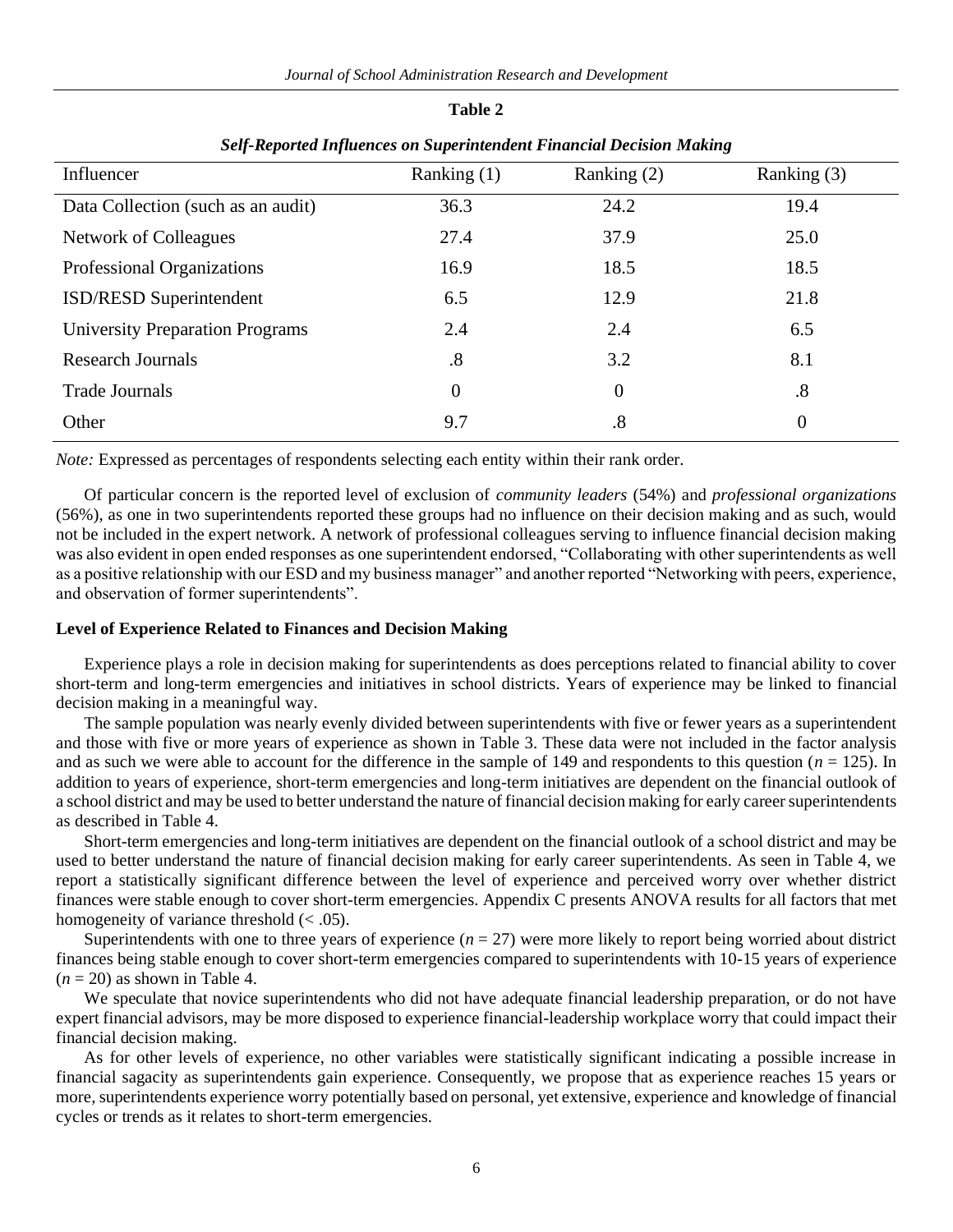**Table 2**

***Self-Reported Influences on Superintendent Financial Decision Making***

| Influencer | Ranking (1) | Ranking (2) | Ranking (3) |
|---|---|---|---|
| Data Collection (such as an audit) | 36.3 | 24.2 | 19.4 |
| Network of Colleagues | 27.4 | 37.9 | 25.0 |
| Professional Organizations | 16.9 | 18.5 | 18.5 |
| ISD/RESD Superintendent | 6.5 | 12.9 | 21.8 |
| University Preparation Programs | 2.4 | 2.4 | 6.5 |
| Research Journals | .8 | 3.2 | 8.1 |
| Trade Journals | 0 | 0 | .8 |
| Other | 9.7 | .8 | 0 |

*Note:* Expressed as percentages of respondents selecting each entity within their rank order.

Of particular concern is the reported level of exclusion of *community leaders* (54%) and *professional organizations* (56%), as one in two superintendents reported these groups had no influence on their decision making and as such, would not be included in the expert network. A network of professional colleagues serving to influence financial decision making was also evident in open ended responses as one superintendent endorsed, "Collaborating with other superintendents as well as a positive relationship with our ESD and my business manager" and another reported "Networking with peers, experience, and observation of former superintendents".

**Level of Experience Related to Finances and Decision Making**

Experience plays a role in decision making for superintendents as does perceptions related to financial ability to cover short-term and long-term emergencies and initiatives in school districts. Years of experience may be linked to financial decision making in a meaningful way.

The sample population was nearly evenly divided between superintendents with five or fewer years as a superintendent and those with five or more years of experience as shown in Table 3. These data were not included in the factor analysis and as such we were able to account for the difference in the sample of 149 and respondents to this question ($n$ = 125). In addition to years of experience, short-term emergencies and long-term initiatives are dependent on the financial outlook of a school district and may be used to better understand the nature of financial decision making for early career superintendents as described in Table 4.

Short-term emergencies and long-term initiatives are dependent on the financial outlook of a school district and may be used to better understand the nature of financial decision making for early career superintendents. As seen in Table 4, we report a statistically significant difference between the level of experience and perceived worry over whether district finances were stable enough to cover short-term emergencies. Appendix C presents ANOVA results for all factors that met homogeneity of variance threshold (< .05).

Superintendents with one to three years of experience ($n$ = 27) were more likely to report being worried about district finances being stable enough to cover short-term emergencies compared to superintendents with 10-15 years of experience ($n$ = 20) as shown in Table 4.

We speculate that novice superintendents who did not have adequate financial leadership preparation, or do not have expert financial advisors, may be more disposed to experience financial-leadership workplace worry that could impact their financial decision making.

As for other levels of experience, no other variables were statistically significant indicating a possible increase in financial sagacity as superintendents gain experience. Consequently, we propose that as experience reaches 15 years or more, superintendents experience worry potentially based on personal, yet extensive, experience and knowledge of financial cycles or trends as it relates to short-term emergencies.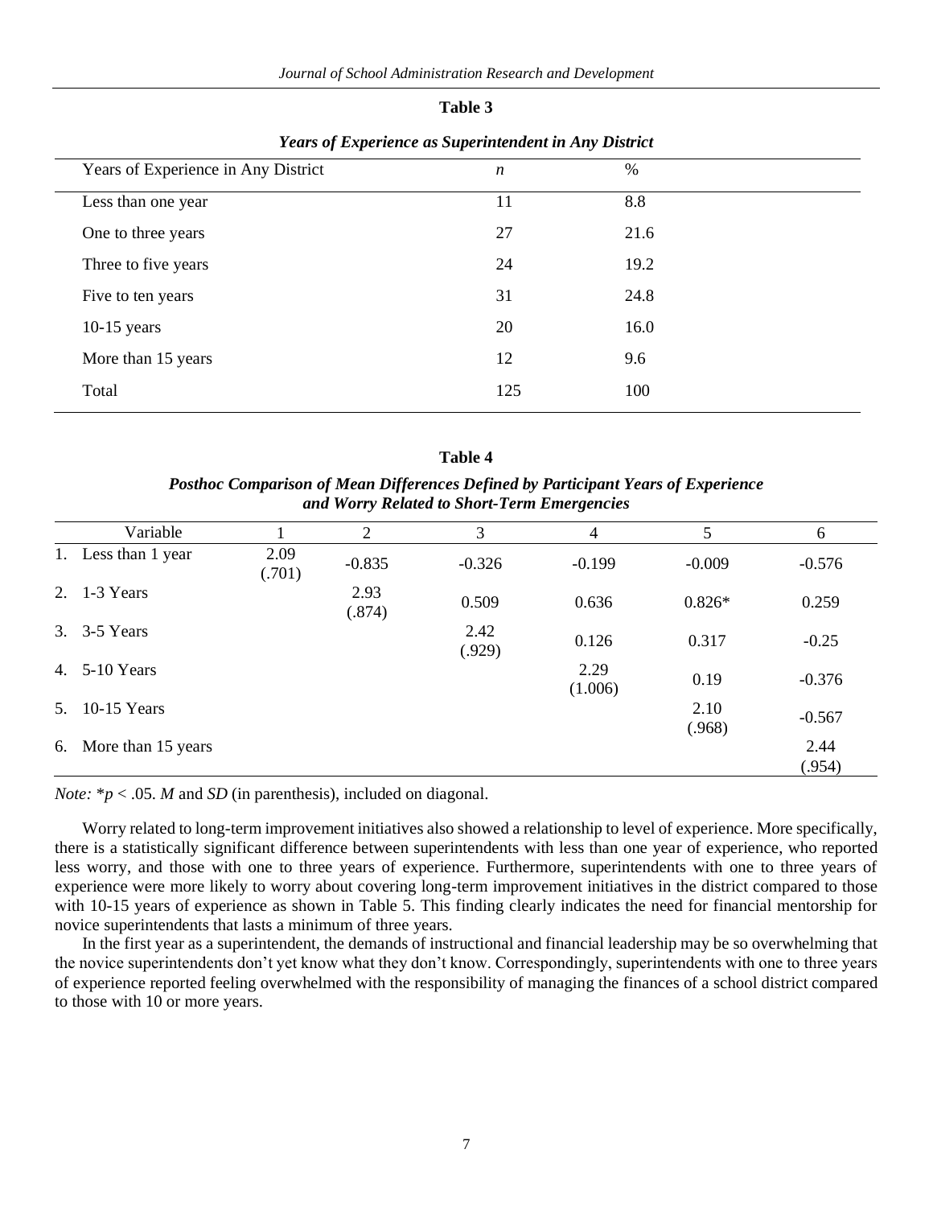**Table 3**

***Years of Experience as Superintendent in Any District***

| Years of Experience in Any District | *n* | % |
|---|---|---|
| Less than one year | 11 | 8.8 |
| One to three years | 27 | 21.6 |
| Three to five years | 24 | 19.2 |
| Five to ten years | 31 | 24.8 |
| 10-15 years | 20 | 16.0 |
| More than 15 years | 12 | 9.6 |
| Total | 125 | 100 |

**Table 4**

***Posthoc Comparison of Mean Differences Defined by Participant Years of Experience and Worry Related to Short-Term Emergencies***

| Variable | 1 | 2 | 3 | 4 | 5 | 6 |
|---|---|---|---|---|---|---|
| 1. Less than 1 year | 2.09 (.701) | -0.835 | -0.326 | -0.199 | -0.009 | -0.576 |
| 2. 1-3 Years | | 2.93 (.874) | 0.509 | 0.636 | 0.826* | 0.259 |
| 3. 3-5 Years | | | 2.42 (.929) | 0.126 | 0.317 | -0.25 |
| 4. 5-10 Years | | | | 2.29 (1.006) | 0.19 | -0.376 |
| 5. 10-15 Years | | | | | 2.10 (.968) | -0.567 |
| 6. More than 15 years | | | | | | 2.44 (.954) |

*Note:* *$p < .05$. *M* and *SD* (in parenthesis), included on diagonal.

Worry related to long-term improvement initiatives also showed a relationship to level of experience. More specifically, there is a statistically significant difference between superintendents with less than one year of experience, who reported less worry, and those with one to three years of experience. Furthermore, superintendents with one to three years of experience were more likely to worry about covering long-term improvement initiatives in the district compared to those with 10-15 years of experience as shown in Table 5. This finding clearly indicates the need for financial mentorship for novice superintendents that lasts a minimum of three years.

In the first year as a superintendent, the demands of instructional and financial leadership may be so overwhelming that the novice superintendents don't yet know what they don't know. Correspondingly, superintendents with one to three years of experience reported feeling overwhelmed with the responsibility of managing the finances of a school district compared to those with 10 or more years.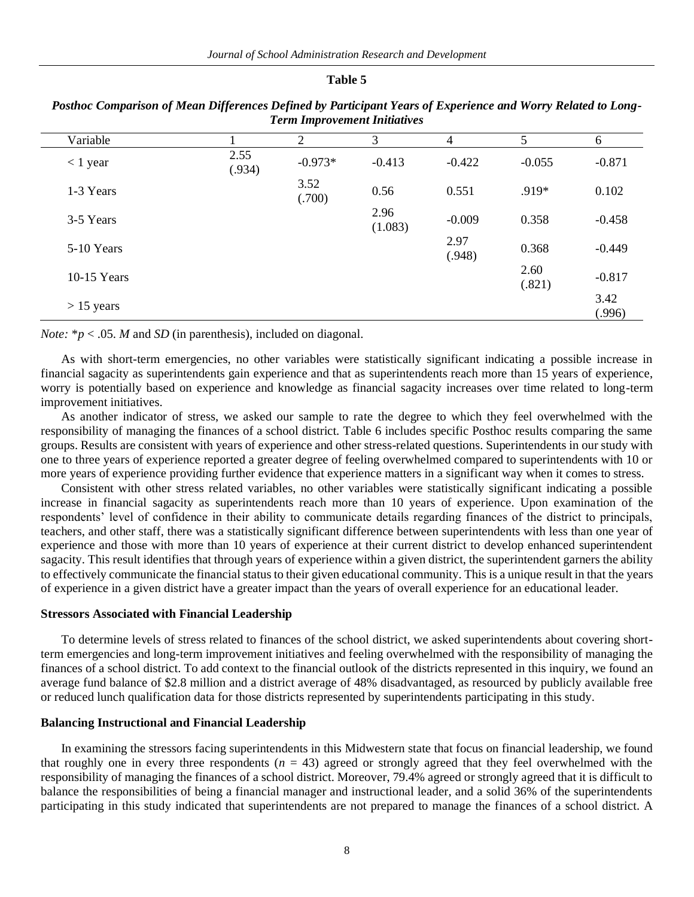**Table 5**

***Posthoc Comparison of Mean Differences Defined by Participant Years of Experience and Worry Related to Long-Term Improvement Initiatives***

| Variable | 1 | 2 | 3 | 4 | 5 | 6 |
|---|---|---|---|---|---|---|
| < 1 year | 2.55 (.934) | -0.973* | -0.413 | -0.422 | -0.055 | -0.871 |
| 1-3 Years | | 3.52 (.700) | 0.56 | 0.551 | .919* | 0.102 |
| 3-5 Years | | | 2.96 (1.083) | -0.009 | 0.358 | -0.458 |
| 5-10 Years | | | | 2.97 (.948) | 0.368 | -0.449 |
| 10-15 Years | | | | | 2.60 (.821) | -0.817 |
| > 15 years | | | | | | 3.42 (.996) |

*Note:* *$p < .05$. *M* and *SD* (in parenthesis), included on diagonal.

As with short-term emergencies, no other variables were statistically significant indicating a possible increase in financial sagacity as superintendents gain experience and that as superintendents reach more than 15 years of experience, worry is potentially based on experience and knowledge as financial sagacity increases over time related to long-term improvement initiatives.

As another indicator of stress, we asked our sample to rate the degree to which they feel overwhelmed with the responsibility of managing the finances of a school district. Table 6 includes specific Posthoc results comparing the same groups. Results are consistent with years of experience and other stress-related questions. Superintendents in our study with one to three years of experience reported a greater degree of feeling overwhelmed compared to superintendents with 10 or more years of experience providing further evidence that experience matters in a significant way when it comes to stress.

Consistent with other stress related variables, no other variables were statistically significant indicating a possible increase in financial sagacity as superintendents reach more than 10 years of experience. Upon examination of the respondents' level of confidence in their ability to communicate details regarding finances of the district to principals, teachers, and other staff, there was a statistically significant difference between superintendents with less than one year of experience and those with more than 10 years of experience at their current district to develop enhanced superintendent sagacity. This result identifies that through years of experience within a given district, the superintendent garners the ability to effectively communicate the financial status to their given educational community. This is a unique result in that the years of experience in a given district have a greater impact than the years of overall experience for an educational leader.

### Stressors Associated with Financial Leadership

To determine levels of stress related to finances of the school district, we asked superintendents about covering short-term emergencies and long-term improvement initiatives and feeling overwhelmed with the responsibility of managing the finances of a school district. To add context to the financial outlook of the districts represented in this inquiry, we found an average fund balance of $2.8 million and a district average of 48% disadvantaged, as resourced by publicly available free or reduced lunch qualification data for those districts represented by superintendents participating in this study.

### Balancing Instructional and Financial Leadership

In examining the stressors facing superintendents in this Midwestern state that focus on financial leadership, we found that roughly one in every three respondents ($n$ = 43) agreed or strongly agreed that they feel overwhelmed with the responsibility of managing the finances of a school district. Moreover, 79.4% agreed or strongly agreed that it is difficult to balance the responsibilities of being a financial manager and instructional leader, and a solid 36% of the superintendents participating in this study indicated that superintendents are not prepared to manage the finances of a school district. A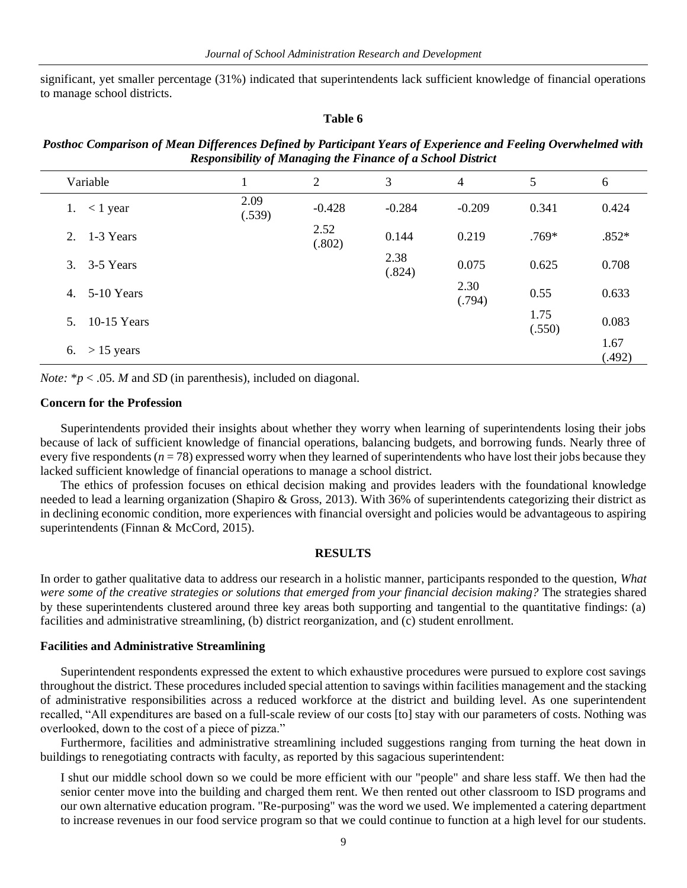significant, yet smaller percentage (31%) indicated that superintendents lack sufficient knowledge of financial operations to manage school districts.

**Table 6**

***Posthoc Comparison of Mean Differences Defined by Participant Years of Experience and Feeling Overwhelmed with Responsibility of Managing the Finance of a School District***

| Variable | 1 | 2 | 3 | 4 | 5 | 6 |
|---|---|---|---|---|---|---|
| 1. < 1 year | 2.09 (.539) | -0.428 | -0.284 | -0.209 | 0.341 | 0.424 |
| 2. 1-3 Years | | 2.52 (.802) | 0.144 | 0.219 | .769* | .852* |
| 3. 3-5 Years | | | 2.38 (.824) | 0.075 | 0.625 | 0.708 |
| 4. 5-10 Years | | | | 2.30 (.794) | 0.55 | 0.633 |
| 5. 10-15 Years | | | | | 1.75 (.550) | 0.083 |
| 6. > 15 years | | | | | | 1.67 (.492) |

*Note:* $*p < .05$. *M* and *S*D (in parenthesis), included on diagonal.

### Concern for the Profession

Superintendents provided their insights about whether they worry when learning of superintendents losing their jobs because of lack of sufficient knowledge of financial operations, balancing budgets, and borrowing funds. Nearly three of every five respondents ($n = 78$) expressed worry when they learned of superintendents who have lost their jobs because they lacked sufficient knowledge of financial operations to manage a school district.

The ethics of profession focuses on ethical decision making and provides leaders with the foundational knowledge needed to lead a learning organization (Shapiro & Gross, 2013). With 36% of superintendents categorizing their district as in declining economic condition, more experiences with financial oversight and policies would be advantageous to aspiring superintendents (Finnan & McCord, 2015).

## RESULTS

In order to gather qualitative data to address our research in a holistic manner, participants responded to the question, *What were some of the creative strategies or solutions that emerged from your financial decision making?* The strategies shared by these superintendents clustered around three key areas both supporting and tangential to the quantitative findings: (a) facilities and administrative streamlining, (b) district reorganization, and (c) student enrollment.

### Facilities and Administrative Streamlining

Superintendent respondents expressed the extent to which exhaustive procedures were pursued to explore cost savings throughout the district. These procedures included special attention to savings within facilities management and the stacking of administrative responsibilities across a reduced workforce at the district and building level. As one superintendent recalled, "All expenditures are based on a full-scale review of our costs [to] stay with our parameters of costs. Nothing was overlooked, down to the cost of a piece of pizza."

Furthermore, facilities and administrative streamlining included suggestions ranging from turning the heat down in buildings to renegotiating contracts with faculty, as reported by this sagacious superintendent:

> I shut our middle school down so we could be more efficient with our "people" and share less staff. We then had the senior center move into the building and charged them rent. We then rented out other classroom to ISD programs and our own alternative education program. "Re-purposing" was the word we used. We implemented a catering department to increase revenues in our food service program so that we could continue to function at a high level for our students.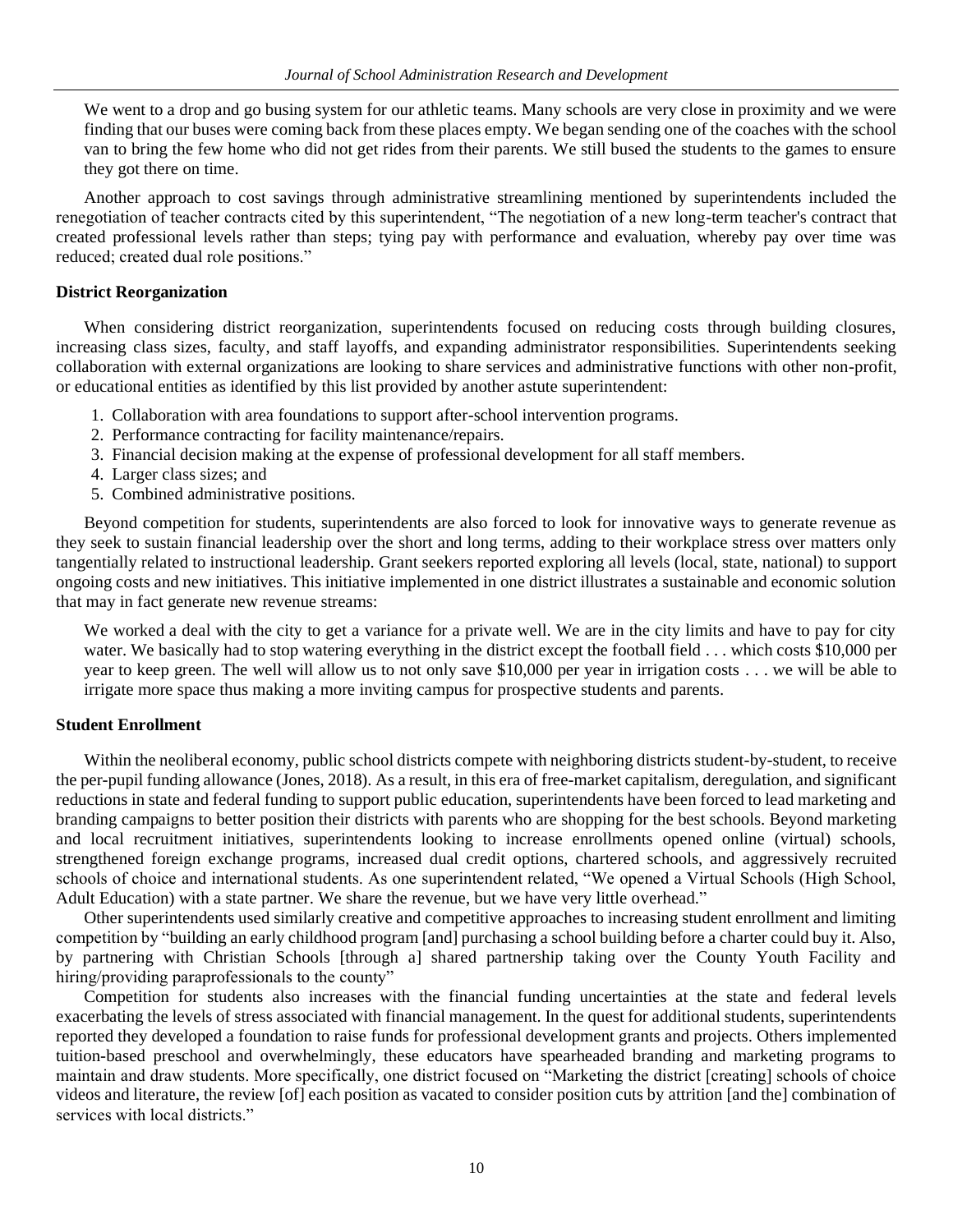> We went to a drop and go busing system for our athletic teams. Many schools are very close in proximity and we were finding that our buses were coming back from these places empty. We began sending one of the coaches with the school van to bring the few home who did not get rides from their parents. We still bused the students to the games to ensure they got there on time.

Another approach to cost savings through administrative streamlining mentioned by superintendents included the renegotiation of teacher contracts cited by this superintendent, "The negotiation of a new long-term teacher's contract that created professional levels rather than steps; tying pay with performance and evaluation, whereby pay over time was reduced; created dual role positions."

**District Reorganization**

When considering district reorganization, superintendents focused on reducing costs through building closures, increasing class sizes, faculty, and staff layoffs, and expanding administrator responsibilities. Superintendents seeking collaboration with external organizations are looking to share services and administrative functions with other non-profit, or educational entities as identified by this list provided by another astute superintendent:

1. Collaboration with area foundations to support after-school intervention programs.
2. Performance contracting for facility maintenance/repairs.
3. Financial decision making at the expense of professional development for all staff members.
4. Larger class sizes; and
5. Combined administrative positions.

Beyond competition for students, superintendents are also forced to look for innovative ways to generate revenue as they seek to sustain financial leadership over the short and long terms, adding to their workplace stress over matters only tangentially related to instructional leadership. Grant seekers reported exploring all levels (local, state, national) to support ongoing costs and new initiatives. This initiative implemented in one district illustrates a sustainable and economic solution that may in fact generate new revenue streams:

> We worked a deal with the city to get a variance for a private well. We are in the city limits and have to pay for city water. We basically had to stop watering everything in the district except the football field . . . which costs $10,000 per year to keep green. The well will allow us to not only save $10,000 per year in irrigation costs . . . we will be able to irrigate more space thus making a more inviting campus for prospective students and parents.

**Student Enrollment**

Within the neoliberal economy, public school districts compete with neighboring districts student-by-student, to receive the per-pupil funding allowance (Jones, 2018). As a result, in this era of free-market capitalism, deregulation, and significant reductions in state and federal funding to support public education, superintendents have been forced to lead marketing and branding campaigns to better position their districts with parents who are shopping for the best schools. Beyond marketing and local recruitment initiatives, superintendents looking to increase enrollments opened online (virtual) schools, strengthened foreign exchange programs, increased dual credit options, chartered schools, and aggressively recruited schools of choice and international students. As one superintendent related, "We opened a Virtual Schools (High School, Adult Education) with a state partner. We share the revenue, but we have very little overhead."

Other superintendents used similarly creative and competitive approaches to increasing student enrollment and limiting competition by "building an early childhood program [and] purchasing a school building before a charter could buy it. Also, by partnering with Christian Schools [through a] shared partnership taking over the County Youth Facility and hiring/providing paraprofessionals to the county"

Competition for students also increases with the financial funding uncertainties at the state and federal levels exacerbating the levels of stress associated with financial management. In the quest for additional students, superintendents reported they developed a foundation to raise funds for professional development grants and projects. Others implemented tuition-based preschool and overwhelmingly, these educators have spearheaded branding and marketing programs to maintain and draw students. More specifically, one district focused on "Marketing the district [creating] schools of choice videos and literature, the review [of] each position as vacated to consider position cuts by attrition [and the] combination of services with local districts."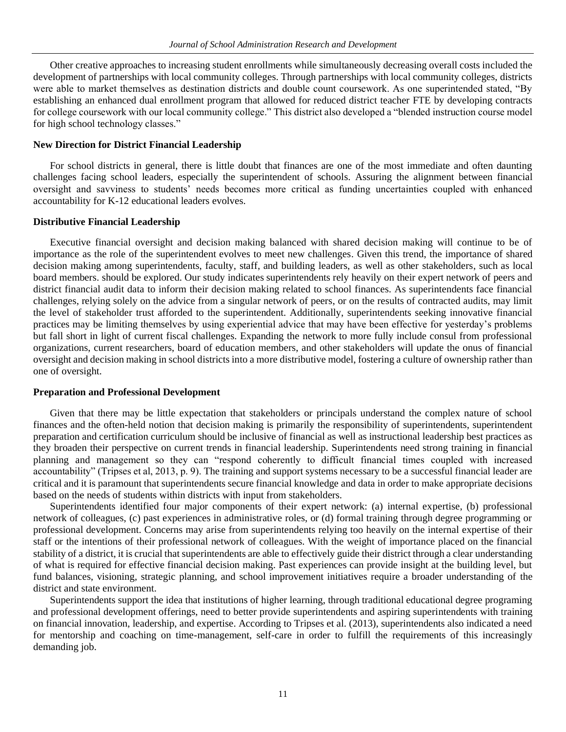Other creative approaches to increasing student enrollments while simultaneously decreasing overall costs included the development of partnerships with local community colleges. Through partnerships with local community colleges, districts were able to market themselves as destination districts and double count coursework. As one superintended stated, "By establishing an enhanced dual enrollment program that allowed for reduced district teacher FTE by developing contracts for college coursework with our local community college." This district also developed a "blended instruction course model for high school technology classes."

### New Direction for District Financial Leadership

For school districts in general, there is little doubt that finances are one of the most immediate and often daunting challenges facing school leaders, especially the superintendent of schools. Assuring the alignment between financial oversight and savviness to students' needs becomes more critical as funding uncertainties coupled with enhanced accountability for K-12 educational leaders evolves.

### Distributive Financial Leadership

Executive financial oversight and decision making balanced with shared decision making will continue to be of importance as the role of the superintendent evolves to meet new challenges. Given this trend, the importance of shared decision making among superintendents, faculty, staff, and building leaders, as well as other stakeholders, such as local board members. should be explored. Our study indicates superintendents rely heavily on their expert network of peers and district financial audit data to inform their decision making related to school finances. As superintendents face financial challenges, relying solely on the advice from a singular network of peers, or on the results of contracted audits, may limit the level of stakeholder trust afforded to the superintendent. Additionally, superintendents seeking innovative financial practices may be limiting themselves by using experiential advice that may have been effective for yesterday's problems but fall short in light of current fiscal challenges. Expanding the network to more fully include consul from professional organizations, current researchers, board of education members, and other stakeholders will update the onus of financial oversight and decision making in school districts into a more distributive model, fostering a culture of ownership rather than one of oversight.

### Preparation and Professional Development

Given that there may be little expectation that stakeholders or principals understand the complex nature of school finances and the often-held notion that decision making is primarily the responsibility of superintendents, superintendent preparation and certification curriculum should be inclusive of financial as well as instructional leadership best practices as they broaden their perspective on current trends in financial leadership. Superintendents need strong training in financial planning and management so they can "respond coherently to difficult financial times coupled with increased accountability" (Tripses et al, 2013, p. 9). The training and support systems necessary to be a successful financial leader are critical and it is paramount that superintendents secure financial knowledge and data in order to make appropriate decisions based on the needs of students within districts with input from stakeholders.

Superintendents identified four major components of their expert network: (a) internal expertise, (b) professional network of colleagues, (c) past experiences in administrative roles, or (d) formal training through degree programming or professional development. Concerns may arise from superintendents relying too heavily on the internal expertise of their staff or the intentions of their professional network of colleagues. With the weight of importance placed on the financial stability of a district, it is crucial that superintendents are able to effectively guide their district through a clear understanding of what is required for effective financial decision making. Past experiences can provide insight at the building level, but fund balances, visioning, strategic planning, and school improvement initiatives require a broader understanding of the district and state environment.

Superintendents support the idea that institutions of higher learning, through traditional educational degree programing and professional development offerings, need to better provide superintendents and aspiring superintendents with training on financial innovation, leadership, and expertise. According to Tripses et al. (2013), superintendents also indicated a need for mentorship and coaching on time-management, self-care in order to fulfill the requirements of this increasingly demanding job.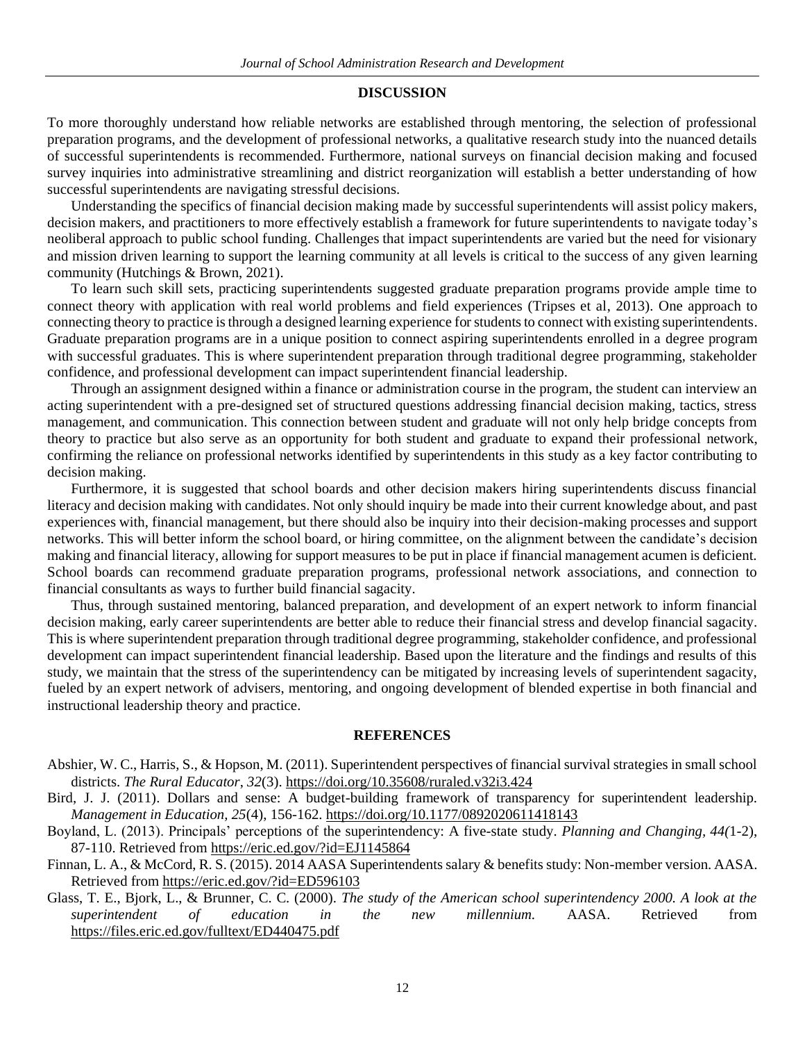## DISCUSSION

To more thoroughly understand how reliable networks are established through mentoring, the selection of professional preparation programs, and the development of professional networks, a qualitative research study into the nuanced details of successful superintendents is recommended. Furthermore, national surveys on financial decision making and focused survey inquiries into administrative streamlining and district reorganization will establish a better understanding of how successful superintendents are navigating stressful decisions.

Understanding the specifics of financial decision making made by successful superintendents will assist policy makers, decision makers, and practitioners to more effectively establish a framework for future superintendents to navigate today's neoliberal approach to public school funding. Challenges that impact superintendents are varied but the need for visionary and mission driven learning to support the learning community at all levels is critical to the success of any given learning community (Hutchings & Brown, 2021).

To learn such skill sets, practicing superintendents suggested graduate preparation programs provide ample time to connect theory with application with real world problems and field experiences (Tripses et al, 2013). One approach to connecting theory to practice is through a designed learning experience for students to connect with existing superintendents. Graduate preparation programs are in a unique position to connect aspiring superintendents enrolled in a degree program with successful graduates. This is where superintendent preparation through traditional degree programming, stakeholder confidence, and professional development can impact superintendent financial leadership.

Through an assignment designed within a finance or administration course in the program, the student can interview an acting superintendent with a pre-designed set of structured questions addressing financial decision making, tactics, stress management, and communication. This connection between student and graduate will not only help bridge concepts from theory to practice but also serve as an opportunity for both student and graduate to expand their professional network, confirming the reliance on professional networks identified by superintendents in this study as a key factor contributing to decision making.

Furthermore, it is suggested that school boards and other decision makers hiring superintendents discuss financial literacy and decision making with candidates. Not only should inquiry be made into their current knowledge about, and past experiences with, financial management, but there should also be inquiry into their decision-making processes and support networks. This will better inform the school board, or hiring committee, on the alignment between the candidate's decision making and financial literacy, allowing for support measures to be put in place if financial management acumen is deficient. School boards can recommend graduate preparation programs, professional network associations, and connection to financial consultants as ways to further build financial sagacity.

Thus, through sustained mentoring, balanced preparation, and development of an expert network to inform financial decision making, early career superintendents are better able to reduce their financial stress and develop financial sagacity. This is where superintendent preparation through traditional degree programming, stakeholder confidence, and professional development can impact superintendent financial leadership. Based upon the literature and the findings and results of this study, we maintain that the stress of the superintendency can be mitigated by increasing levels of superintendent sagacity, fueled by an expert network of advisers, mentoring, and ongoing development of blended expertise in both financial and instructional leadership theory and practice.

## REFERENCES

Abshier, W. C., Harris, S., & Hopson, M. (2011). Superintendent perspectives of financial survival strategies in small school districts. *The Rural Educator*, *32*(3). https://doi.org/10.35608/ruraled.v32i3.424

Bird, J. J. (2011). Dollars and sense: A budget-building framework of transparency for superintendent leadership. *Management in Education*, *25*(4), 156-162. https://doi.org/10.1177/0892020611418143

Boyland, L. (2013). Principals' perceptions of the superintendency: A five-state study. *Planning and Changing, 44(*1-2), 87-110. Retrieved from https://eric.ed.gov/?id=EJ1145864

Finnan, L. A., & McCord, R. S. (2015). 2014 AASA Superintendents salary & benefits study: Non-member version. AASA. Retrieved from https://eric.ed.gov/?id=ED596103

Glass, T. E., Bjork, L., & Brunner, C. C. (2000). *The study of the American school superintendency 2000. A look at the superintendent of education in the new millennium.* AASA. Retrieved from https://files.eric.ed.gov/fulltext/ED440475.pdf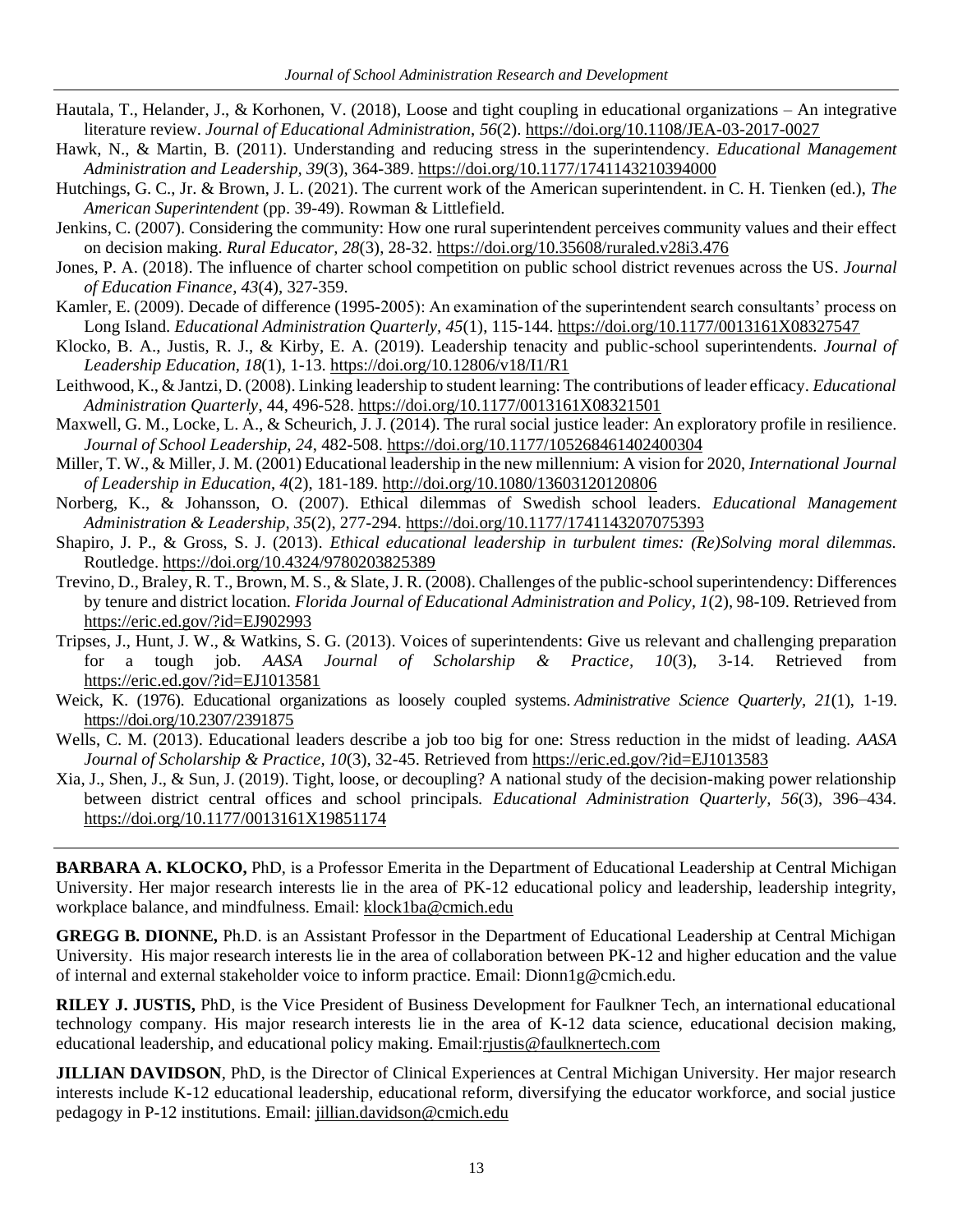Hautala, T., Helander, J., & Korhonen, V. (2018), Loose and tight coupling in educational organizations – An integrative literature review. *Journal of Educational Administration*, *56*(2). https://doi.org/10.1108/JEA-03-2017-0027

Hawk, N., & Martin, B. (2011). Understanding and reducing stress in the superintendency. *Educational Management Administration and Leadership, 39*(3), 364-389. https://doi.org/10.1177/1741143210394000

Hutchings, G. C., Jr. & Brown, J. L. (2021). The current work of the American superintendent. in C. H. Tienken (ed.), *The American Superintendent* (pp. 39-49). Rowman & Littlefield.

Jenkins, C. (2007). Considering the community: How one rural superintendent perceives community values and their effect on decision making. *Rural Educator, 28*(3), 28-32. https://doi.org/10.35608/ruraled.v28i3.476

Jones, P. A. (2018). The influence of charter school competition on public school district revenues across the US. *Journal of Education Finance*, *43*(4), 327-359.

Kamler, E. (2009). Decade of difference (1995-2005): An examination of the superintendent search consultants' process on Long Island. *Educational Administration Quarterly, 45*(1), 115-144. https://doi.org/10.1177/0013161X08327547

Klocko, B. A., Justis, R. J., & Kirby, E. A. (2019). Leadership tenacity and public-school superintendents. *Journal of Leadership Education, 18*(1), 1-13. https://doi.org/10.12806/v18/I1/R1

Leithwood, K., & Jantzi, D. (2008). Linking leadership to student learning: The contributions of leader efficacy. *Educational Administration Quarterly*, 44, 496-528. https://doi.org/10.1177/0013161X08321501

Maxwell, G. M., Locke, L. A., & Scheurich, J. J. (2014). The rural social justice leader: An exploratory profile in resilience. *Journal of School Leadership, 24*, 482-508. https://doi.org/10.1177/105268461402400304

Miller, T. W., & Miller, J. M. (2001) Educational leadership in the new millennium: A vision for 2020, *International Journal of Leadership in Education*, *4*(2), 181-189. http://doi.org/10.1080/13603120120806

Norberg, K., & Johansson, O. (2007). Ethical dilemmas of Swedish school leaders. *Educational Management Administration & Leadership, 35*(2), 277-294. https://doi.org/10.1177/1741143207075393

Shapiro, J. P., & Gross, S. J. (2013). *Ethical educational leadership in turbulent times: (Re)Solving moral dilemmas.* Routledge. https://doi.org/10.4324/9780203825389

Trevino, D., Braley, R. T., Brown, M. S., & Slate, J. R. (2008). Challenges of the public-school superintendency: Differences by tenure and district location. *Florida Journal of Educational Administration and Policy, 1*(2), 98-109. Retrieved from https://eric.ed.gov/?id=EJ902993

Tripses, J., Hunt, J. W., & Watkins, S. G. (2013). Voices of superintendents: Give us relevant and challenging preparation for a tough job. *AASA Journal of Scholarship & Practice, 10*(3), 3-14. Retrieved from https://eric.ed.gov/?id=EJ1013581

Weick, K. (1976). Educational organizations as loosely coupled systems. *Administrative Science Quarterly*, *21*(1), 1-19. https://doi.org/10.2307/2391875

Wells, C. M. (2013). Educational leaders describe a job too big for one: Stress reduction in the midst of leading. *AASA Journal of Scholarship & Practice, 10*(3), 32-45. Retrieved from https://eric.ed.gov/?id=EJ1013583

Xia, J., Shen, J., & Sun, J. (2019). Tight, loose, or decoupling? A national study of the decision-making power relationship between district central offices and school principals. *Educational Administration Quarterly*, *56*(3), 396–434. https://doi.org/10.1177/0013161X19851174

---

**BARBARA A. KLOCKO,** PhD, is a Professor Emerita in the Department of Educational Leadership at Central Michigan University. Her major research interests lie in the area of PK-12 educational policy and leadership, leadership integrity, workplace balance, and mindfulness. Email: klock1ba@cmich.edu

**GREGG B. DIONNE,** Ph.D. is an Assistant Professor in the Department of Educational Leadership at Central Michigan University. His major research interests lie in the area of collaboration between PK-12 and higher education and the value of internal and external stakeholder voice to inform practice. Email: Dionn1g@cmich.edu.

**RILEY J. JUSTIS,** PhD, is the Vice President of Business Development for Faulkner Tech, an international educational technology company. His major research interests lie in the area of K-12 data science, educational decision making, educational leadership, and educational policy making. Email:rjustis@faulknertech.com

**JILLIAN DAVIDSON**, PhD, is the Director of Clinical Experiences at Central Michigan University. Her major research interests include K-12 educational leadership, educational reform, diversifying the educator workforce, and social justice pedagogy in P-12 institutions. Email: jillian.davidson@cmich.edu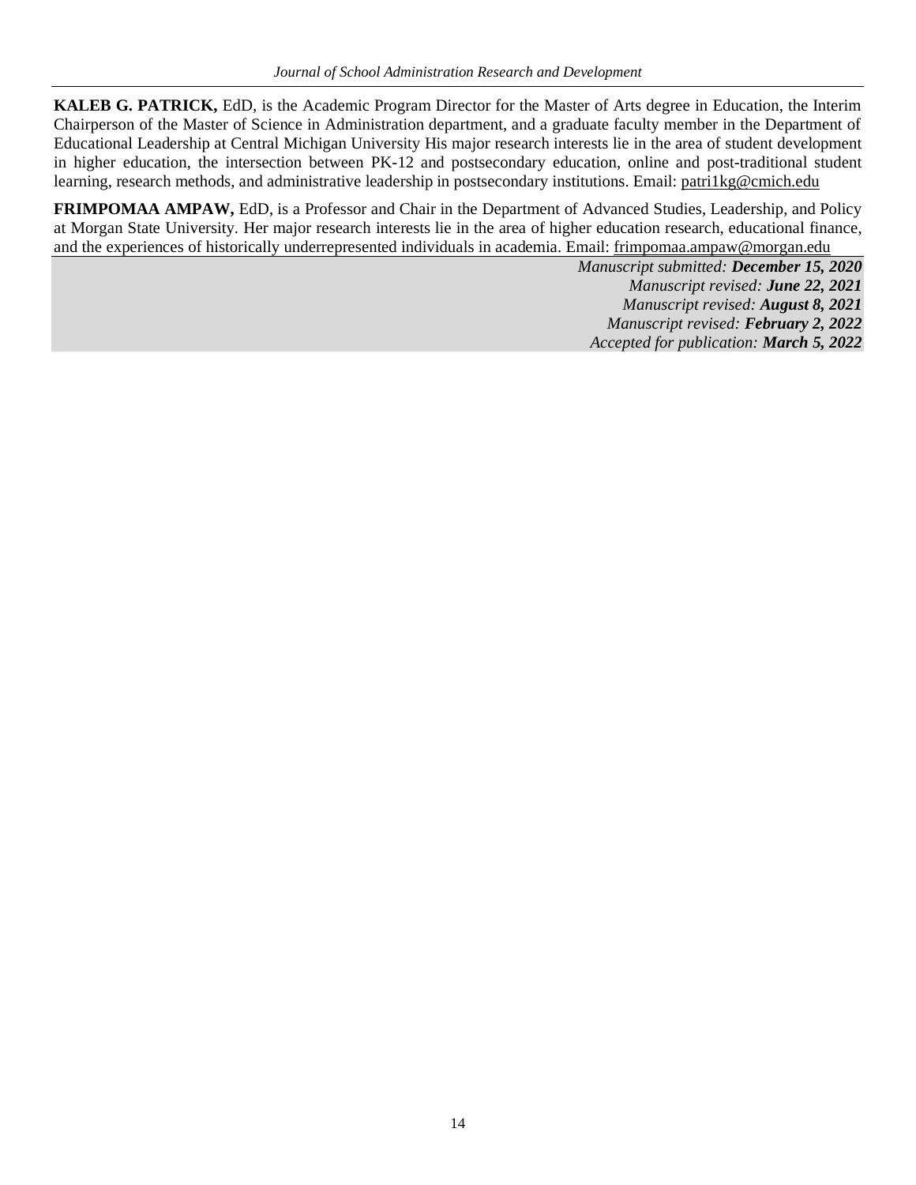**KALEB G. PATRICK,** EdD, is the Academic Program Director for the Master of Arts degree in Education, the Interim Chairperson of the Master of Science in Administration department, and a graduate faculty member in the Department of Educational Leadership at Central Michigan University His major research interests lie in the area of student development in higher education, the intersection between PK-12 and postsecondary education, online and post-traditional student learning, research methods, and administrative leadership in postsecondary institutions. Email: patri1kg@cmich.edu

**FRIMPOMAA AMPAW,** EdD, is a Professor and Chair in the Department of Advanced Studies, Leadership, and Policy at Morgan State University. Her major research interests lie in the area of higher education research, educational finance, and the experiences of historically underrepresented individuals in academia. Email: frimpomaa.ampaw@morgan.edu

*Manuscript submitted:* ***December 15, 2020***
*Manuscript revised:* ***June 22, 2021***
*Manuscript revised:* ***August 8, 2021***
*Manuscript revised:* ***February 2, 2022***
*Accepted for publication:* ***March 5, 2022***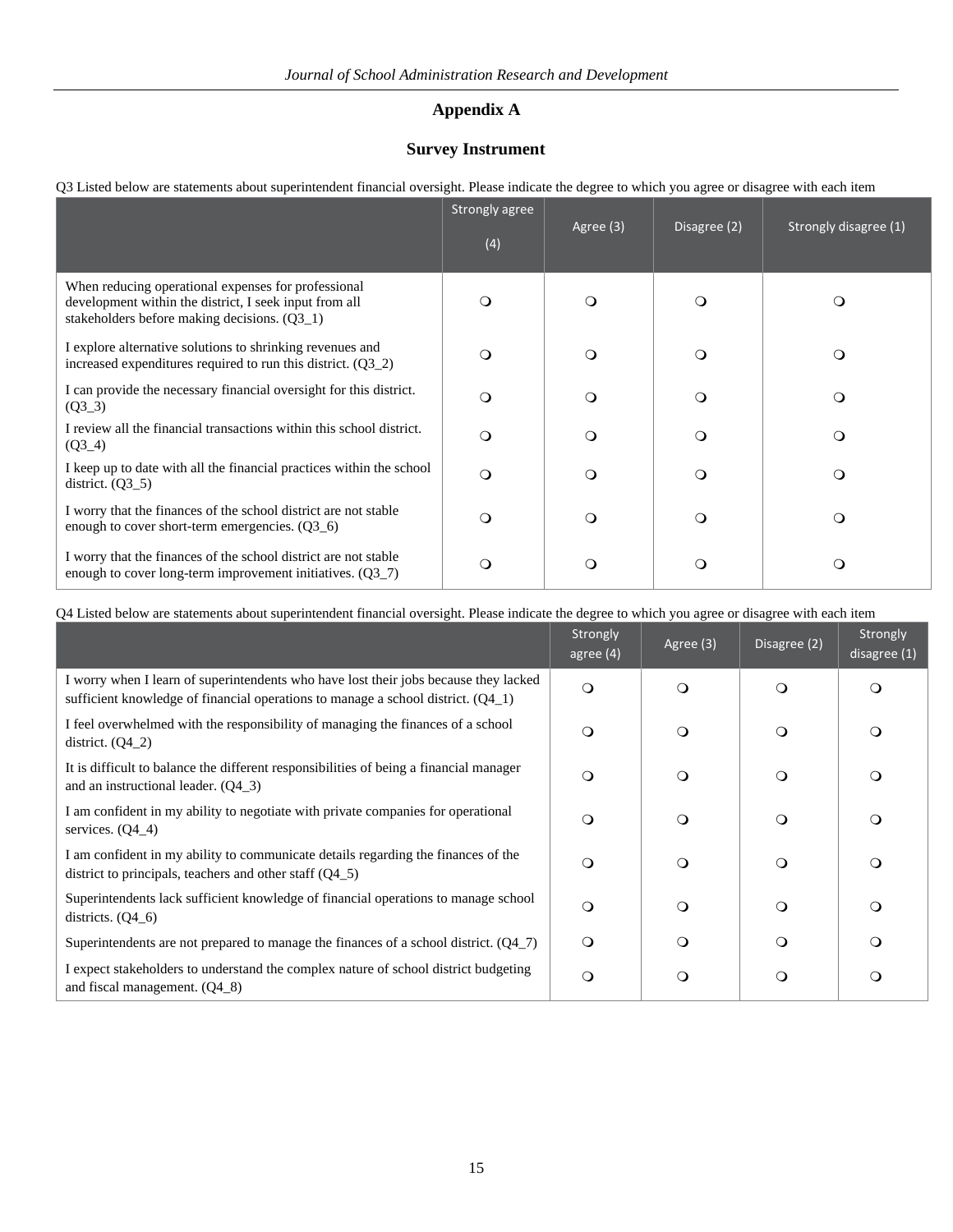## Appendix A

## Survey Instrument

Q3 Listed below are statements about superintendent financial oversight. Please indicate the degree to which you agree or disagree with each item

| | Strongly agree (4) | Agree (3) | Disagree (2) | Strongly disagree (1) |
|---|---|---|---|---|
| When reducing operational expenses for professional development within the district, I seek input from all stakeholders before making decisions. (Q3_1) | ❍ | ❍ | ❍ | ❍ |
| I explore alternative solutions to shrinking revenues and increased expenditures required to run this district. (Q3_2) | ❍ | ❍ | ❍ | ❍ |
| I can provide the necessary financial oversight for this district. (Q3_3) | ❍ | ❍ | ❍ | ❍ |
| I review all the financial transactions within this school district. (Q3_4) | ❍ | ❍ | ❍ | ❍ |
| I keep up to date with all the financial practices within the school district. (Q3_5) | ❍ | ❍ | ❍ | ❍ |
| I worry that the finances of the school district are not stable enough to cover short-term emergencies. (Q3_6) | ❍ | ❍ | ❍ | ❍ |
| I worry that the finances of the school district are not stable enough to cover long-term improvement initiatives. (Q3_7) | ❍ | ❍ | ❍ | ❍ |

Q4 Listed below are statements about superintendent financial oversight. Please indicate the degree to which you agree or disagree with each item

| | Strongly agree (4) | Agree (3) | Disagree (2) | Strongly disagree (1) |
|---|---|---|---|---|
| I worry when I learn of superintendents who have lost their jobs because they lacked sufficient knowledge of financial operations to manage a school district. (Q4_1) | ❍ | ❍ | ❍ | ❍ |
| I feel overwhelmed with the responsibility of managing the finances of a school district. (Q4_2) | ❍ | ❍ | ❍ | ❍ |
| It is difficult to balance the different responsibilities of being a financial manager and an instructional leader. (Q4_3) | ❍ | ❍ | ❍ | ❍ |
| I am confident in my ability to negotiate with private companies for operational services. (Q4_4) | ❍ | ❍ | ❍ | ❍ |
| I am confident in my ability to communicate details regarding the finances of the district to principals, teachers and other staff (Q4_5) | ❍ | ❍ | ❍ | ❍ |
| Superintendents lack sufficient knowledge of financial operations to manage school districts. (Q4_6) | ❍ | ❍ | ❍ | ❍ |
| Superintendents are not prepared to manage the finances of a school district. (Q4_7) | ❍ | ❍ | ❍ | ❍ |
| I expect stakeholders to understand the complex nature of school district budgeting and fiscal management. (Q4_8) | ❍ | ❍ | ❍ | ❍ |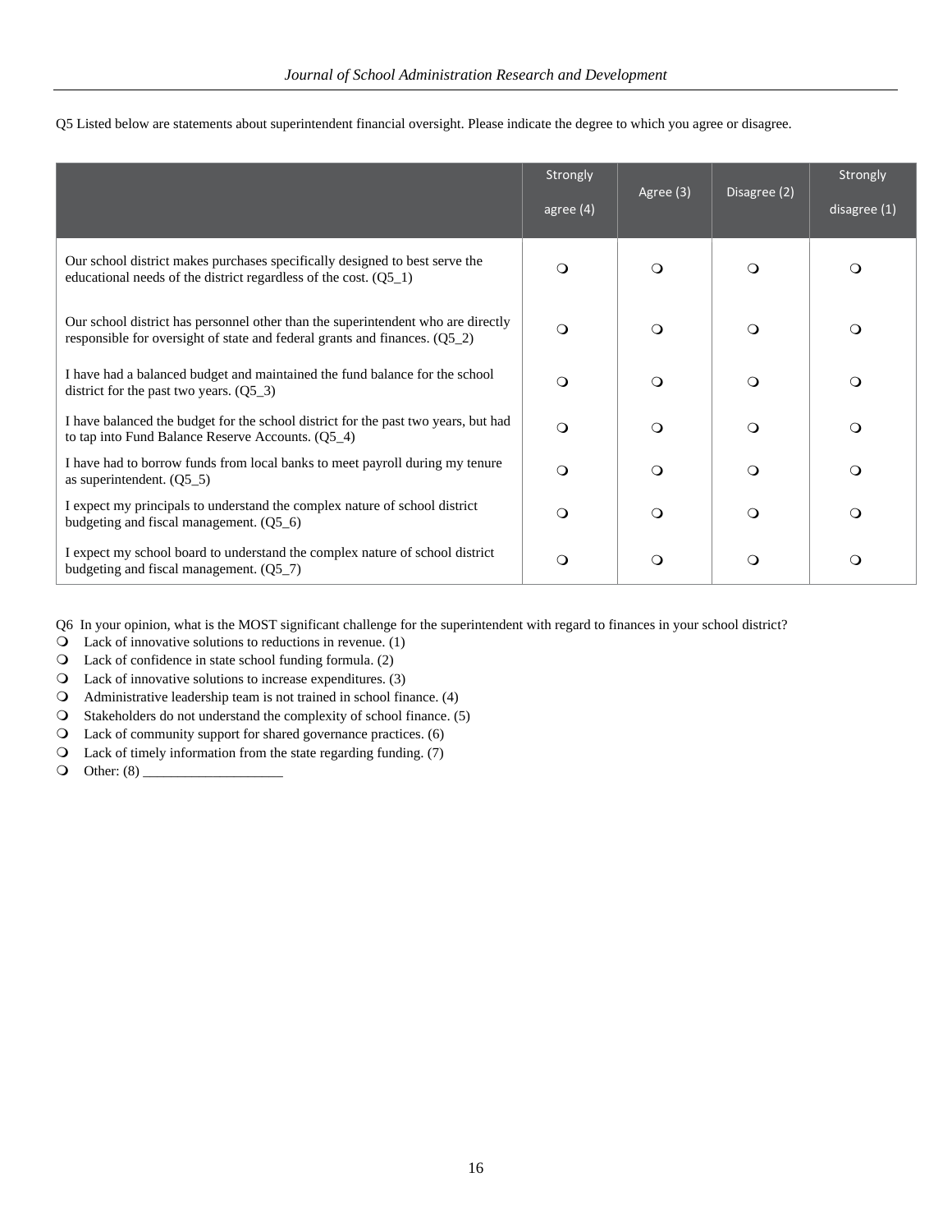Q5 Listed below are statements about superintendent financial oversight. Please indicate the degree to which you agree or disagree.

| | Strongly agree (4) | Agree (3) | Disagree (2) | Strongly disagree (1) |
|---|---|---|---|---|
| Our school district makes purchases specifically designed to best serve the educational needs of the district regardless of the cost. (Q5_1) | ❍ | ❍ | ❍ | ❍ |
| Our school district has personnel other than the superintendent who are directly responsible for oversight of state and federal grants and finances. (Q5_2) | ❍ | ❍ | ❍ | ❍ |
| I have had a balanced budget and maintained the fund balance for the school district for the past two years. (Q5_3) | ❍ | ❍ | ❍ | ❍ |
| I have balanced the budget for the school district for the past two years, but had to tap into Fund Balance Reserve Accounts. (Q5_4) | ❍ | ❍ | ❍ | ❍ |
| I have had to borrow funds from local banks to meet payroll during my tenure as superintendent. (Q5_5) | ❍ | ❍ | ❍ | ❍ |
| I expect my principals to understand the complex nature of school district budgeting and fiscal management. (Q5_6) | ❍ | ❍ | ❍ | ❍ |
| I expect my school board to understand the complex nature of school district budgeting and fiscal management. (Q5_7) | ❍ | ❍ | ❍ | ❍ |

Q6 In your opinion, what is the MOST significant challenge for the superintendent with regard to finances in your school district?

- ❍ Lack of innovative solutions to reductions in revenue. (1)
- ❍ Lack of confidence in state school funding formula. (2)
- ❍ Lack of innovative solutions to increase expenditures. (3)
- ❍ Administrative leadership team is not trained in school finance. (4)
- ❍ Stakeholders do not understand the complexity of school finance. (5)
- ❍ Lack of community support for shared governance practices. (6)
- ❍ Lack of timely information from the state regarding funding. (7)
- ❍ Other: (8) ____________________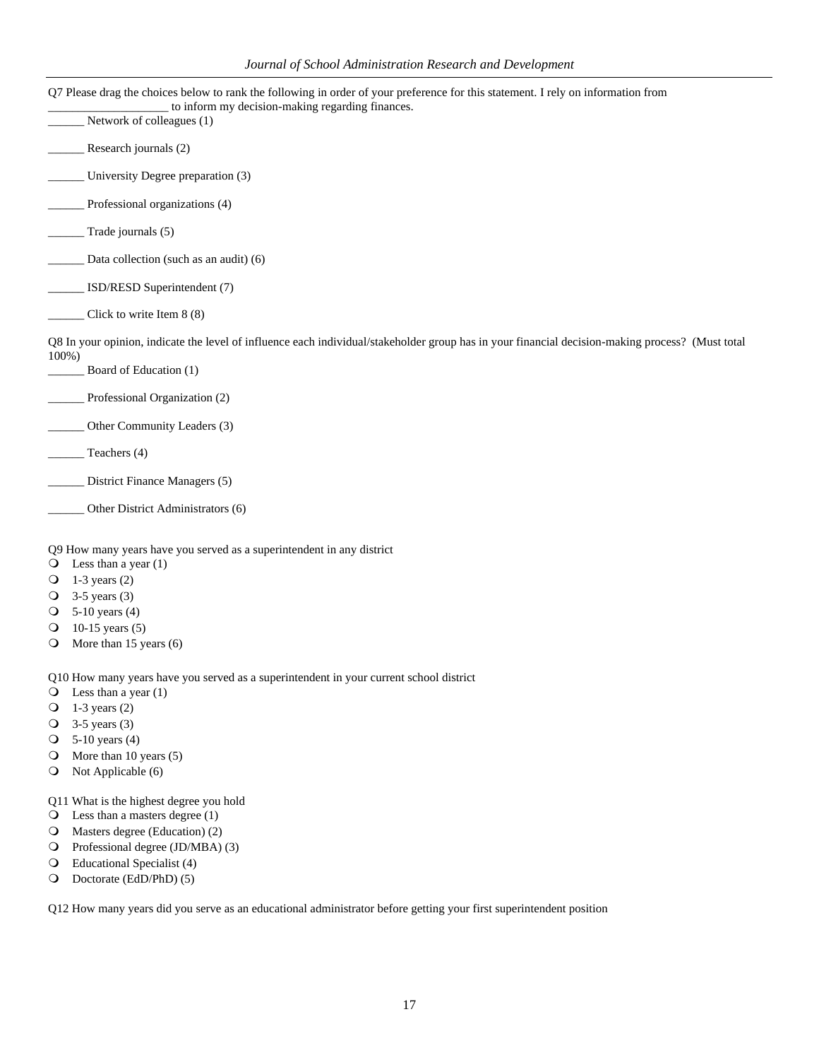Q7 Please drag the choices below to rank the following in order of your preference for this statement. I rely on information from ____________________ to inform my decision-making regarding finances.

______ Network of colleagues (1)

______ Research journals (2)

______ University Degree preparation (3)

______ Professional organizations (4)

______ Trade journals (5)

______ Data collection (such as an audit) (6)

______ ISD/RESD Superintendent (7)

______ Click to write Item 8 (8)

Q8 In your opinion, indicate the level of influence each individual/stakeholder group has in your financial decision-making process? (Must total 100%)

______ Board of Education (1)

______ Professional Organization (2)

______ Other Community Leaders (3)

______ Teachers (4)

______ District Finance Managers (5)

______ Other District Administrators (6)

Q9 How many years have you served as a superintendent in any district

- Less than a year (1)
- 1-3 years (2)
- 3-5 years (3)
- 5-10 years (4)
- 10-15 years (5)
- More than 15 years (6)

Q10 How many years have you served as a superintendent in your current school district

- Less than a year (1)
- 1-3 years (2)
- 3-5 years (3)
- 5-10 years (4)
- More than 10 years (5)
- Not Applicable (6)

Q11 What is the highest degree you hold

- Less than a masters degree (1)
- Masters degree (Education) (2)
- Professional degree (JD/MBA) (3)
- Educational Specialist (4)
- Doctorate (EdD/PhD) (5)

Q12 How many years did you serve as an educational administrator before getting your first superintendent position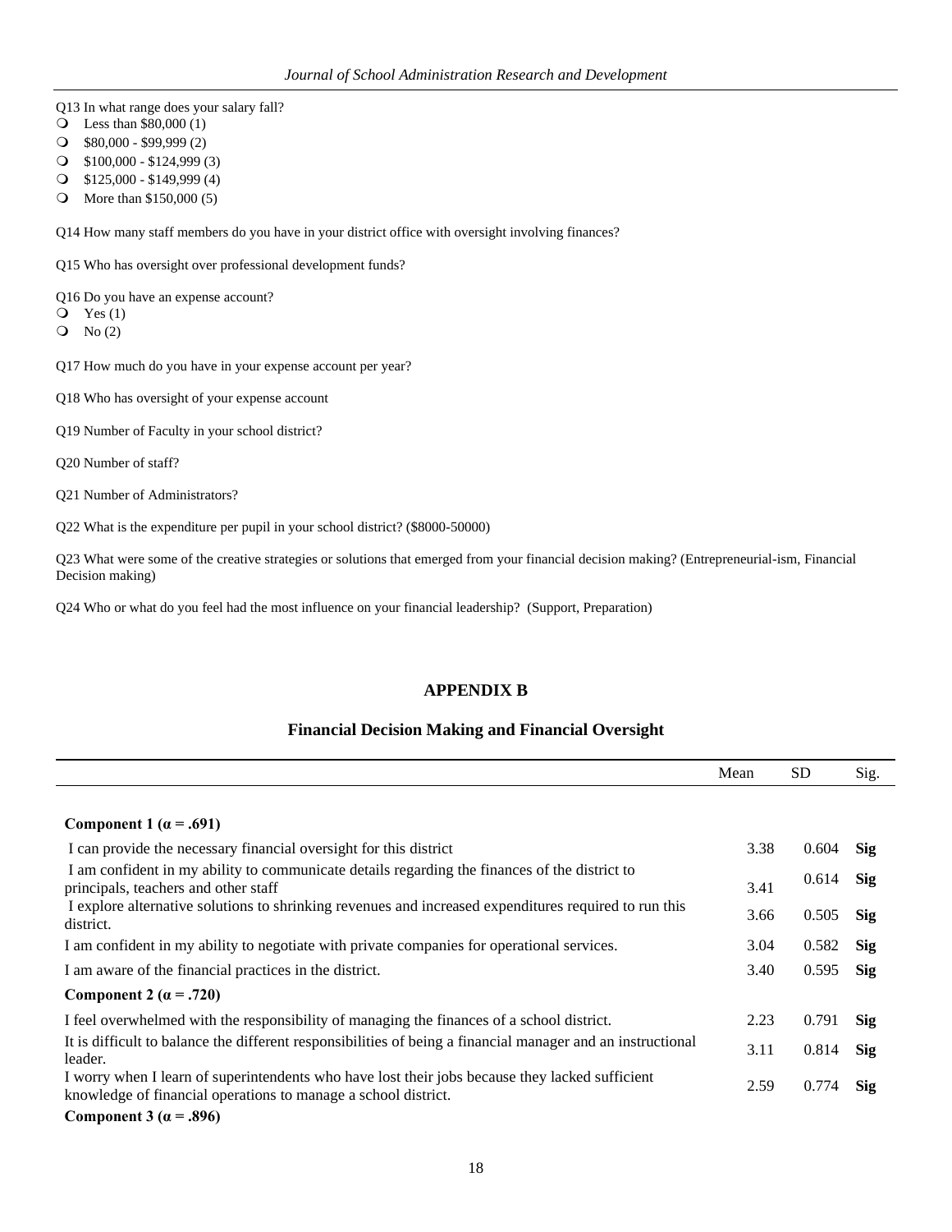Q13 In what range does your salary fall?

- Less than $80,000 (1)
- $80,000 - $99,999 (2)
- $100,000 - $124,999 (3)
- $125,000 - $149,999 (4)
- More than $150,000 (5)

Q14 How many staff members do you have in your district office with oversight involving finances?

Q15 Who has oversight over professional development funds?

Q16 Do you have an expense account?

- Yes (1)
- No (2)

Q17 How much do you have in your expense account per year?

Q18 Who has oversight of your expense account

Q19 Number of Faculty in your school district?

Q20 Number of staff?

Q21 Number of Administrators?

Q22 What is the expenditure per pupil in your school district? ($8000-50000)

Q23 What were some of the creative strategies or solutions that emerged from your financial decision making? (Entrepreneurial-ism, Financial Decision making)

Q24 Who or what do you feel had the most influence on your financial leadership? (Support, Preparation)

## APPENDIX B

### Financial Decision Making and Financial Oversight

| | Mean | SD | Sig. |
|---|---|---|---|
| **Component 1 (α = .691)** | | | |
| I can provide the necessary financial oversight for this district | 3.38 | 0.604 | **Sig** |
| I am confident in my ability to communicate details regarding the finances of the district to principals, teachers and other staff | 3.41 | 0.614 | **Sig** |
| I explore alternative solutions to shrinking revenues and increased expenditures required to run this district. | 3.66 | 0.505 | **Sig** |
| I am confident in my ability to negotiate with private companies for operational services. | 3.04 | 0.582 | **Sig** |
| I am aware of the financial practices in the district. | 3.40 | 0.595 | **Sig** |
| **Component 2 (α = .720)** | | | |
| I feel overwhelmed with the responsibility of managing the finances of a school district. | 2.23 | 0.791 | **Sig** |
| It is difficult to balance the different responsibilities of being a financial manager and an instructional leader. | 3.11 | 0.814 | **Sig** |
| I worry when I learn of superintendents who have lost their jobs because they lacked sufficient knowledge of financial operations to manage a school district. | 2.59 | 0.774 | **Sig** |
| **Component 3 (α = .896)** | | | |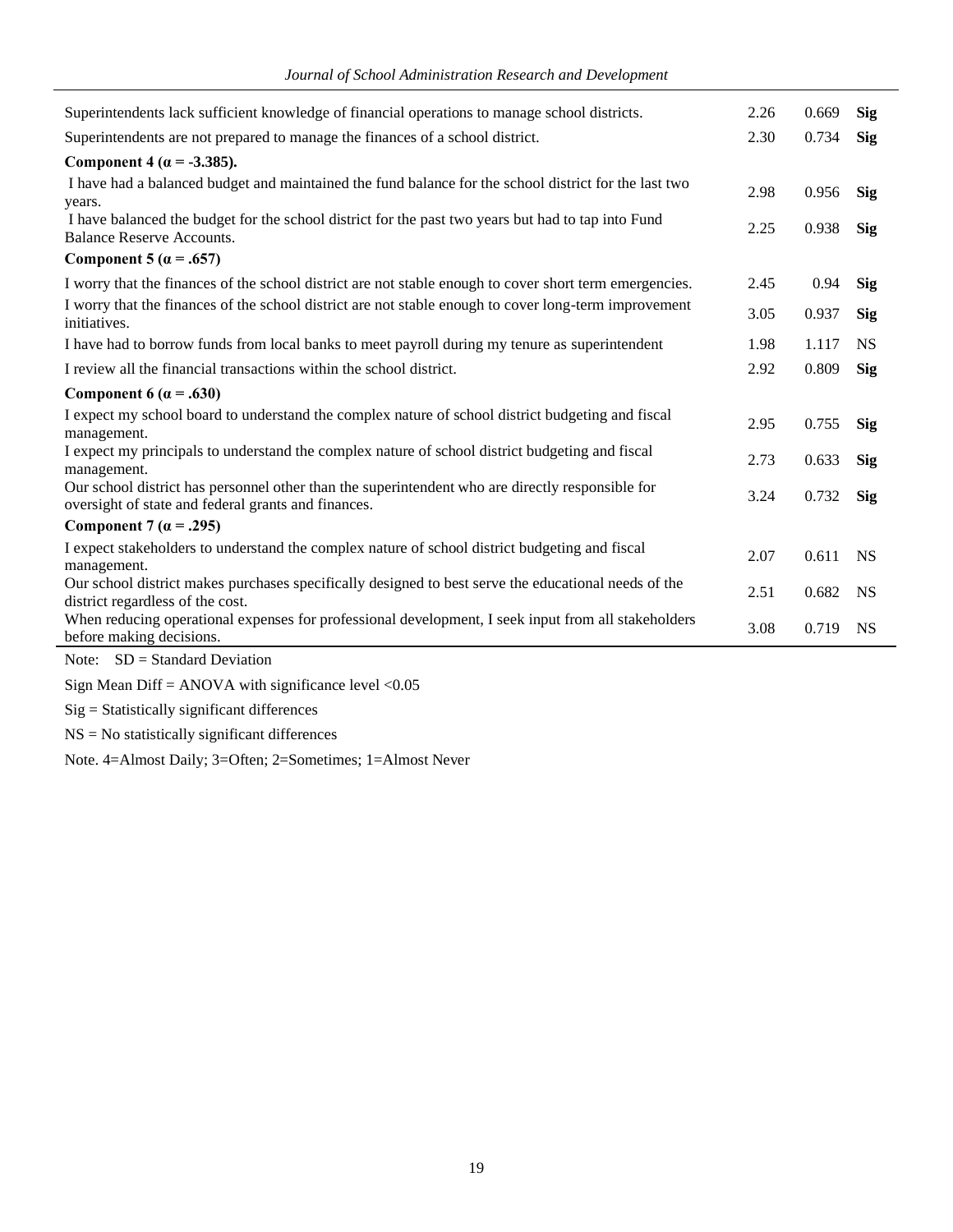| | | | |
|---|---|---|---|
| Superintendents lack sufficient knowledge of financial operations to manage school districts. | 2.26 | 0.669 | **Sig** |
| Superintendents are not prepared to manage the finances of a school district. | 2.30 | 0.734 | **Sig** |
| **Component 4 (α = -3.385).** | | | |
| I have had a balanced budget and maintained the fund balance for the school district for the last two years. | 2.98 | 0.956 | **Sig** |
| I have balanced the budget for the school district for the past two years but had to tap into Fund Balance Reserve Accounts. | 2.25 | 0.938 | **Sig** |
| **Component 5 (α = .657)** | | | |
| I worry that the finances of the school district are not stable enough to cover short term emergencies. | 2.45 | 0.94 | **Sig** |
| I worry that the finances of the school district are not stable enough to cover long-term improvement initiatives. | 3.05 | 0.937 | **Sig** |
| I have had to borrow funds from local banks to meet payroll during my tenure as superintendent | 1.98 | 1.117 | NS |
| I review all the financial transactions within the school district. | 2.92 | 0.809 | **Sig** |
| **Component 6 (α = .630)** | | | |
| I expect my school board to understand the complex nature of school district budgeting and fiscal management. | 2.95 | 0.755 | **Sig** |
| I expect my principals to understand the complex nature of school district budgeting and fiscal management. | 2.73 | 0.633 | **Sig** |
| Our school district has personnel other than the superintendent who are directly responsible for oversight of state and federal grants and finances. | 3.24 | 0.732 | **Sig** |
| **Component 7 (α = .295)** | | | |
| I expect stakeholders to understand the complex nature of school district budgeting and fiscal management. | 2.07 | 0.611 | NS |
| Our school district makes purchases specifically designed to best serve the educational needs of the district regardless of the cost. | 2.51 | 0.682 | NS |
| When reducing operational expenses for professional development, I seek input from all stakeholders before making decisions. | 3.08 | 0.719 | NS |

Note: SD = Standard Deviation

Sign Mean Diff = ANOVA with significance level <0.05

Sig = Statistically significant differences

NS = No statistically significant differences

Note. 4=Almost Daily; 3=Often; 2=Sometimes; 1=Almost Never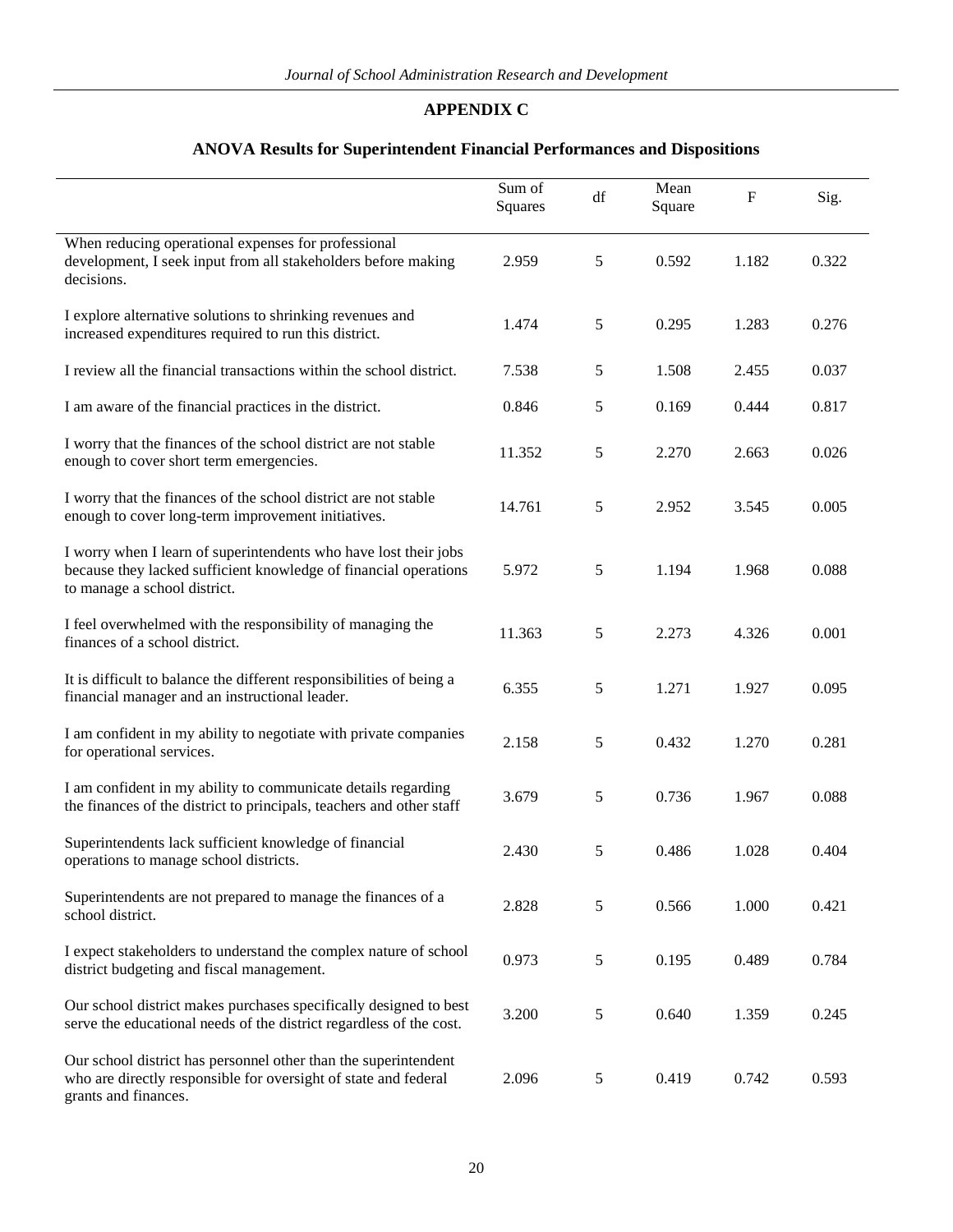## APPENDIX C

### ANOVA Results for Superintendent Financial Performances and Dispositions

| | Sum of Squares | df | Mean Square | F | Sig. |
|---|---|---|---|---|---|
| When reducing operational expenses for professional development, I seek input from all stakeholders before making decisions. | 2.959 | 5 | 0.592 | 1.182 | 0.322 |
| I explore alternative solutions to shrinking revenues and increased expenditures required to run this district. | 1.474 | 5 | 0.295 | 1.283 | 0.276 |
| I review all the financial transactions within the school district. | 7.538 | 5 | 1.508 | 2.455 | 0.037 |
| I am aware of the financial practices in the district. | 0.846 | 5 | 0.169 | 0.444 | 0.817 |
| I worry that the finances of the school district are not stable enough to cover short term emergencies. | 11.352 | 5 | 2.270 | 2.663 | 0.026 |
| I worry that the finances of the school district are not stable enough to cover long-term improvement initiatives. | 14.761 | 5 | 2.952 | 3.545 | 0.005 |
| I worry when I learn of superintendents who have lost their jobs because they lacked sufficient knowledge of financial operations to manage a school district. | 5.972 | 5 | 1.194 | 1.968 | 0.088 |
| I feel overwhelmed with the responsibility of managing the finances of a school district. | 11.363 | 5 | 2.273 | 4.326 | 0.001 |
| It is difficult to balance the different responsibilities of being a financial manager and an instructional leader. | 6.355 | 5 | 1.271 | 1.927 | 0.095 |
| I am confident in my ability to negotiate with private companies for operational services. | 2.158 | 5 | 0.432 | 1.270 | 0.281 |
| I am confident in my ability to communicate details regarding the finances of the district to principals, teachers and other staff | 3.679 | 5 | 0.736 | 1.967 | 0.088 |
| Superintendents lack sufficient knowledge of financial operations to manage school districts. | 2.430 | 5 | 0.486 | 1.028 | 0.404 |
| Superintendents are not prepared to manage the finances of a school district. | 2.828 | 5 | 0.566 | 1.000 | 0.421 |
| I expect stakeholders to understand the complex nature of school district budgeting and fiscal management. | 0.973 | 5 | 0.195 | 0.489 | 0.784 |
| Our school district makes purchases specifically designed to best serve the educational needs of the district regardless of the cost. | 3.200 | 5 | 0.640 | 1.359 | 0.245 |
| Our school district has personnel other than the superintendent who are directly responsible for oversight of state and federal grants and finances. | 2.096 | 5 | 0.419 | 0.742 | 0.593 |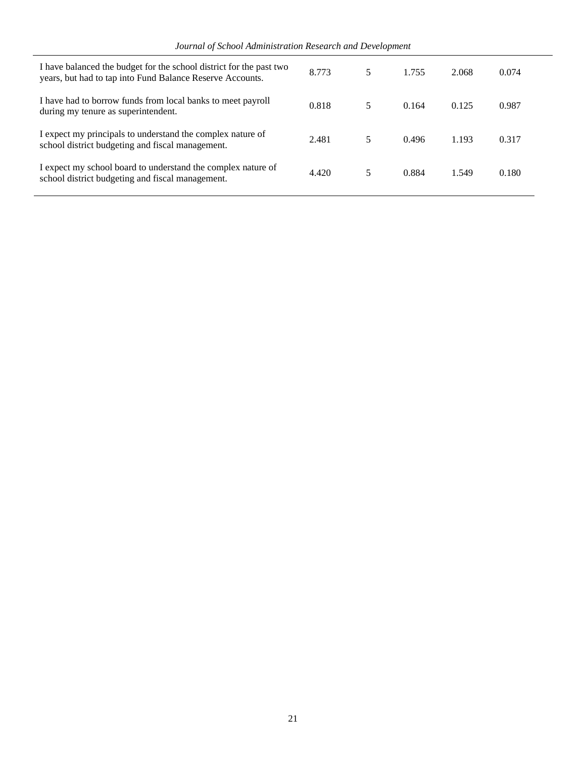| | | | | | |
|---|---|---|---|---|---|
| I have balanced the budget for the school district for the past two years, but had to tap into Fund Balance Reserve Accounts. | 8.773 | 5 | 1.755 | 2.068 | 0.074 |
| I have had to borrow funds from local banks to meet payroll during my tenure as superintendent. | 0.818 | 5 | 0.164 | 0.125 | 0.987 |
| I expect my principals to understand the complex nature of school district budgeting and fiscal management. | 2.481 | 5 | 0.496 | 1.193 | 0.317 |
| I expect my school board to understand the complex nature of school district budgeting and fiscal management. | 4.420 | 5 | 0.884 | 1.549 | 0.180 |